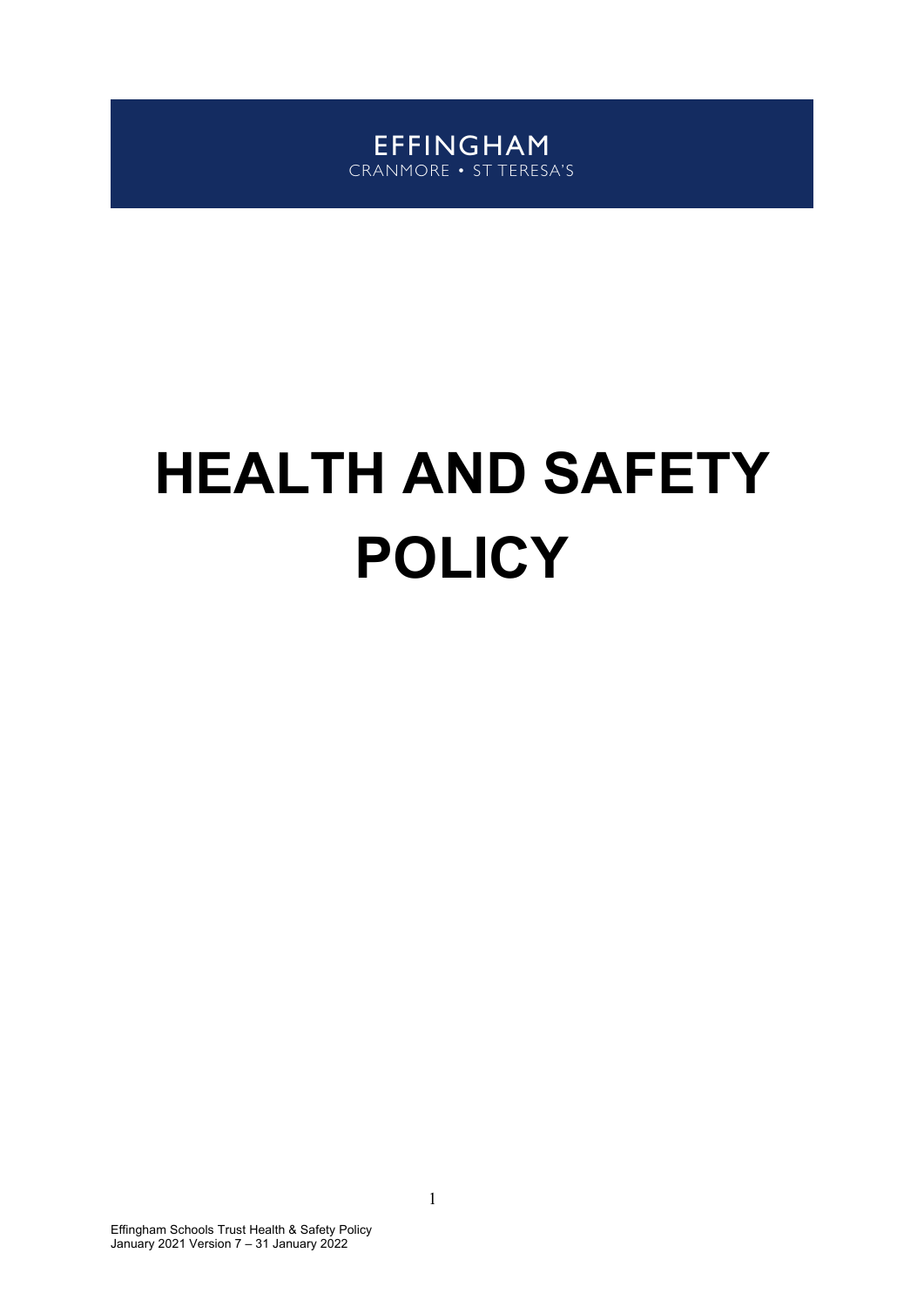EFFINGHAM

CRANMORE • ST TERESA'S

# HEALTH AND SAFETY POLICY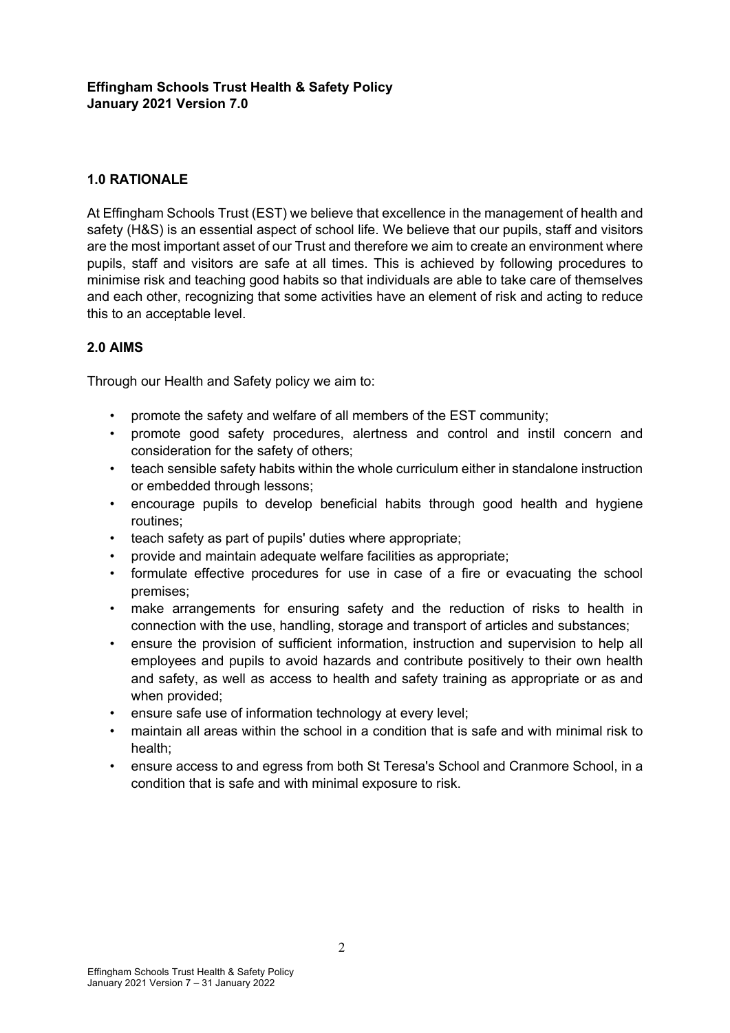**Effingham Schools Trust Health & Safety Policy**
**January 2021 Version 7.0**

## 1.0 RATIONALE

At Effingham Schools Trust (EST) we believe that excellence in the management of health and safety (H&S) is an essential aspect of school life. We believe that our pupils, staff and visitors are the most important asset of our Trust and therefore we aim to create an environment where pupils, staff and visitors are safe at all times. This is achieved by following procedures to minimise risk and teaching good habits so that individuals are able to take care of themselves and each other, recognizing that some activities have an element of risk and acting to reduce this to an acceptable level.

## 2.0 AIMS

Through our Health and Safety policy we aim to:

- promote the safety and welfare of all members of the EST community;
- promote good safety procedures, alertness and control and instil concern and consideration for the safety of others;
- teach sensible safety habits within the whole curriculum either in standalone instruction or embedded through lessons;
- encourage pupils to develop beneficial habits through good health and hygiene routines;
- teach safety as part of pupils' duties where appropriate;
- provide and maintain adequate welfare facilities as appropriate;
- formulate effective procedures for use in case of a fire or evacuating the school premises;
- make arrangements for ensuring safety and the reduction of risks to health in connection with the use, handling, storage and transport of articles and substances;
- ensure the provision of sufficient information, instruction and supervision to help all employees and pupils to avoid hazards and contribute positively to their own health and safety, as well as access to health and safety training as appropriate or as and when provided;
- ensure safe use of information technology at every level;
- maintain all areas within the school in a condition that is safe and with minimal risk to health;
- ensure access to and egress from both St Teresa's School and Cranmore School, in a condition that is safe and with minimal exposure to risk.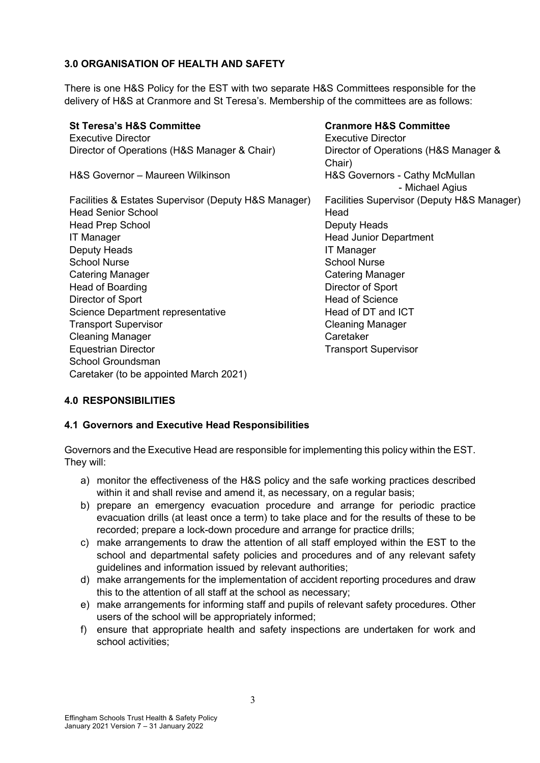## 3.0 ORGANISATION OF HEALTH AND SAFETY

There is one H&S Policy for the EST with two separate H&S Committees responsible for the delivery of H&S at Cranmore and St Teresa's. Membership of the committees are as follows:

**St Teresa's H&S Committee**

Executive Director
Director of Operations (H&S Manager & Chair)
H&S Governor – Maureen Wilkinson
Facilities & Estates Supervisor (Deputy H&S Manager)
Head Senior School
Head Prep School
IT Manager
Deputy Heads
School Nurse
Catering Manager
Head of Boarding
Director of Sport
Science Department representative
Transport Supervisor
Cleaning Manager
Equestrian Director
School Groundsman
Caretaker (to be appointed March 2021)

**Cranmore H&S Committee**

Executive Director
Director of Operations (H&S Manager & Chair)
H&S Governors - Cathy McMullan
- Michael Agius
Facilities Supervisor (Deputy H&S Manager)
Head
Deputy Heads
Head Junior Department
IT Manager
School Nurse
Catering Manager
Director of Sport
Head of Science
Head of DT and ICT
Cleaning Manager
Caretaker
Transport Supervisor

## 4.0 RESPONSIBILITIES

### 4.1 Governors and Executive Head Responsibilities

Governors and the Executive Head are responsible for implementing this policy within the EST. They will:

a) monitor the effectiveness of the H&S policy and the safe working practices described within it and shall revise and amend it, as necessary, on a regular basis;
b) prepare an emergency evacuation procedure and arrange for periodic practice evacuation drills (at least once a term) to take place and for the results of these to be recorded; prepare a lock-down procedure and arrange for practice drills;
c) make arrangements to draw the attention of all staff employed within the EST to the school and departmental safety policies and procedures and of any relevant safety guidelines and information issued by relevant authorities;
d) make arrangements for the implementation of accident reporting procedures and draw this to the attention of all staff at the school as necessary;
e) make arrangements for informing staff and pupils of relevant safety procedures. Other users of the school will be appropriately informed;
f) ensure that appropriate health and safety inspections are undertaken for work and school activities;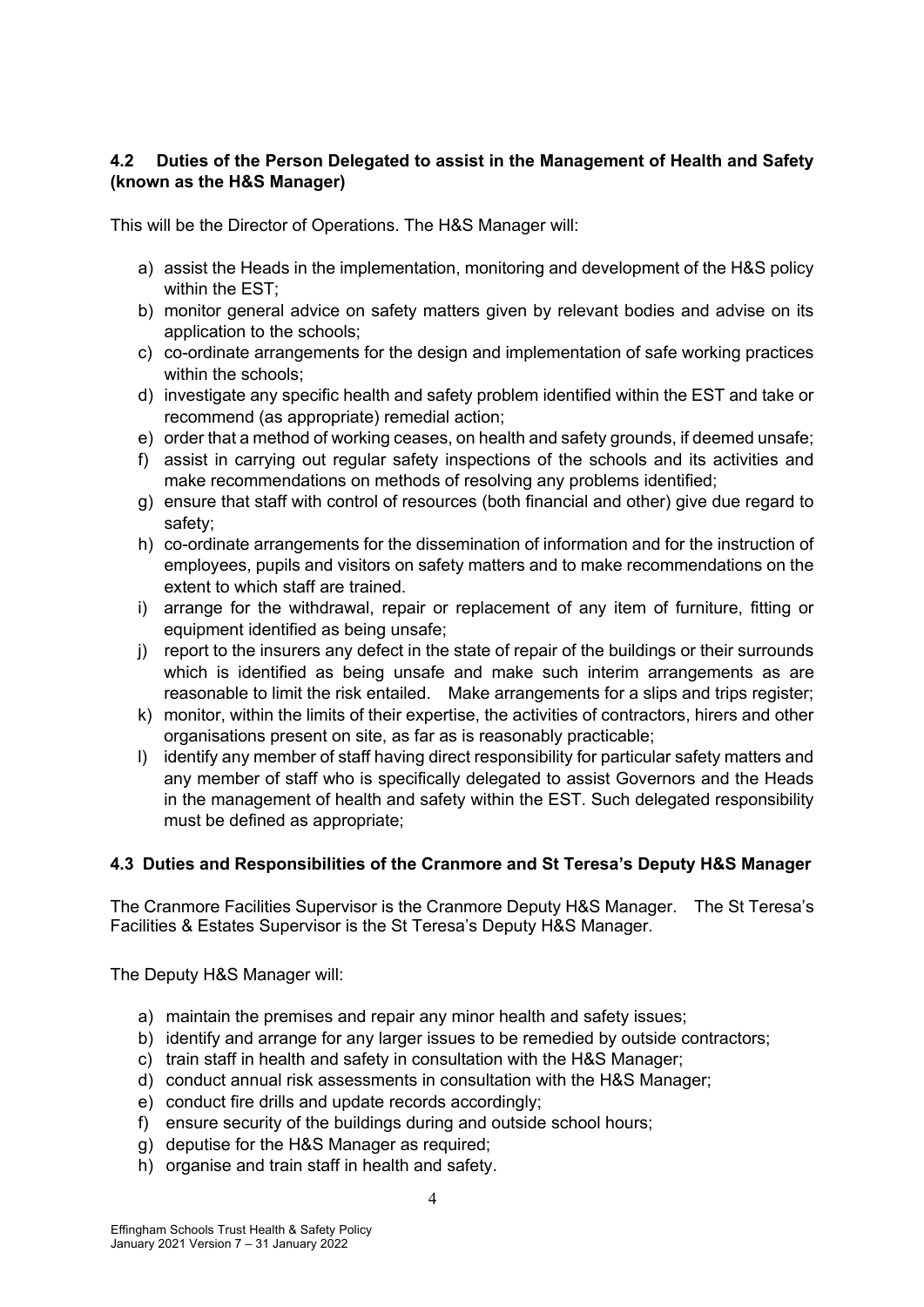### 4.2 Duties of the Person Delegated to assist in the Management of Health and Safety (known as the H&S Manager)

This will be the Director of Operations. The H&S Manager will:

a) assist the Heads in the implementation, monitoring and development of the H&S policy within the EST;
b) monitor general advice on safety matters given by relevant bodies and advise on its application to the schools;
c) co-ordinate arrangements for the design and implementation of safe working practices within the schools;
d) investigate any specific health and safety problem identified within the EST and take or recommend (as appropriate) remedial action;
e) order that a method of working ceases, on health and safety grounds, if deemed unsafe;
f) assist in carrying out regular safety inspections of the schools and its activities and make recommendations on methods of resolving any problems identified;
g) ensure that staff with control of resources (both financial and other) give due regard to safety;
h) co-ordinate arrangements for the dissemination of information and for the instruction of employees, pupils and visitors on safety matters and to make recommendations on the extent to which staff are trained.
i) arrange for the withdrawal, repair or replacement of any item of furniture, fitting or equipment identified as being unsafe;
j) report to the insurers any defect in the state of repair of the buildings or their surrounds which is identified as being unsafe and make such interim arrangements as are reasonable to limit the risk entailed. Make arrangements for a slips and trips register;
k) monitor, within the limits of their expertise, the activities of contractors, hirers and other organisations present on site, as far as is reasonably practicable;
l) identify any member of staff having direct responsibility for particular safety matters and any member of staff who is specifically delegated to assist Governors and the Heads in the management of health and safety within the EST. Such delegated responsibility must be defined as appropriate;

### 4.3 Duties and Responsibilities of the Cranmore and St Teresa's Deputy H&S Manager

The Cranmore Facilities Supervisor is the Cranmore Deputy H&S Manager. The St Teresa's Facilities & Estates Supervisor is the St Teresa's Deputy H&S Manager.

The Deputy H&S Manager will:

a) maintain the premises and repair any minor health and safety issues;
b) identify and arrange for any larger issues to be remedied by outside contractors;
c) train staff in health and safety in consultation with the H&S Manager;
d) conduct annual risk assessments in consultation with the H&S Manager;
e) conduct fire drills and update records accordingly;
f) ensure security of the buildings during and outside school hours;
g) deputise for the H&S Manager as required;
h) organise and train staff in health and safety.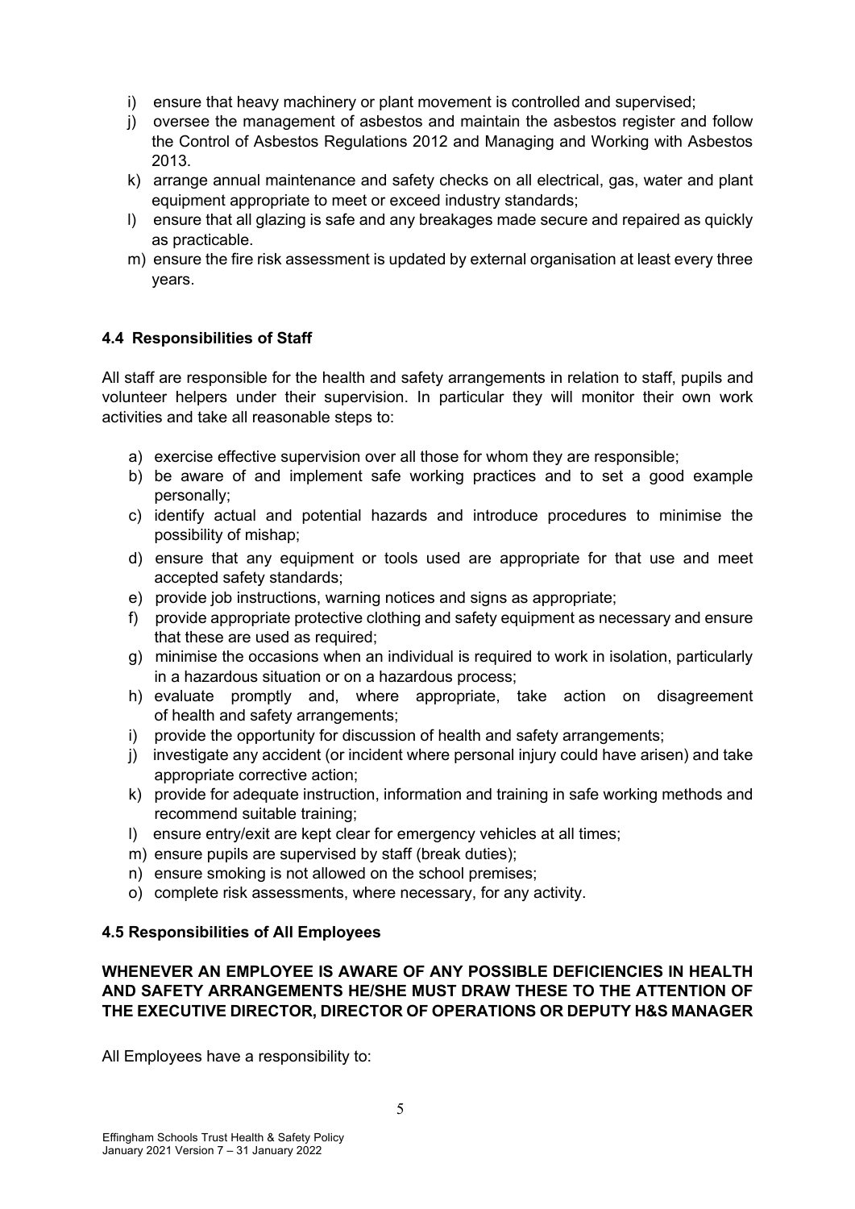i) ensure that heavy machinery or plant movement is controlled and supervised;
j) oversee the management of asbestos and maintain the asbestos register and follow the Control of Asbestos Regulations 2012 and Managing and Working with Asbestos 2013.
k) arrange annual maintenance and safety checks on all electrical, gas, water and plant equipment appropriate to meet or exceed industry standards;
l) ensure that all glazing is safe and any breakages made secure and repaired as quickly as practicable.
m) ensure the fire risk assessment is updated by external organisation at least every three years.

### 4.4 Responsibilities of Staff

All staff are responsible for the health and safety arrangements in relation to staff, pupils and volunteer helpers under their supervision. In particular they will monitor their own work activities and take all reasonable steps to:

a) exercise effective supervision over all those for whom they are responsible;
b) be aware of and implement safe working practices and to set a good example personally;
c) identify actual and potential hazards and introduce procedures to minimise the possibility of mishap;
d) ensure that any equipment or tools used are appropriate for that use and meet accepted safety standards;
e) provide job instructions, warning notices and signs as appropriate;
f) provide appropriate protective clothing and safety equipment as necessary and ensure that these are used as required;
g) minimise the occasions when an individual is required to work in isolation, particularly in a hazardous situation or on a hazardous process;
h) evaluate promptly and, where appropriate, take action on disagreement of health and safety arrangements;
i) provide the opportunity for discussion of health and safety arrangements;
j) investigate any accident (or incident where personal injury could have arisen) and take appropriate corrective action;
k) provide for adequate instruction, information and training in safe working methods and recommend suitable training;
l) ensure entry/exit are kept clear for emergency vehicles at all times;
m) ensure pupils are supervised by staff (break duties);
n) ensure smoking is not allowed on the school premises;
o) complete risk assessments, where necessary, for any activity.

### 4.5 Responsibilities of All Employees

**WHENEVER AN EMPLOYEE IS AWARE OF ANY POSSIBLE DEFICIENCIES IN HEALTH AND SAFETY ARRANGEMENTS HE/SHE MUST DRAW THESE TO THE ATTENTION OF THE EXECUTIVE DIRECTOR, DIRECTOR OF OPERATIONS OR DEPUTY H&S MANAGER**

All Employees have a responsibility to: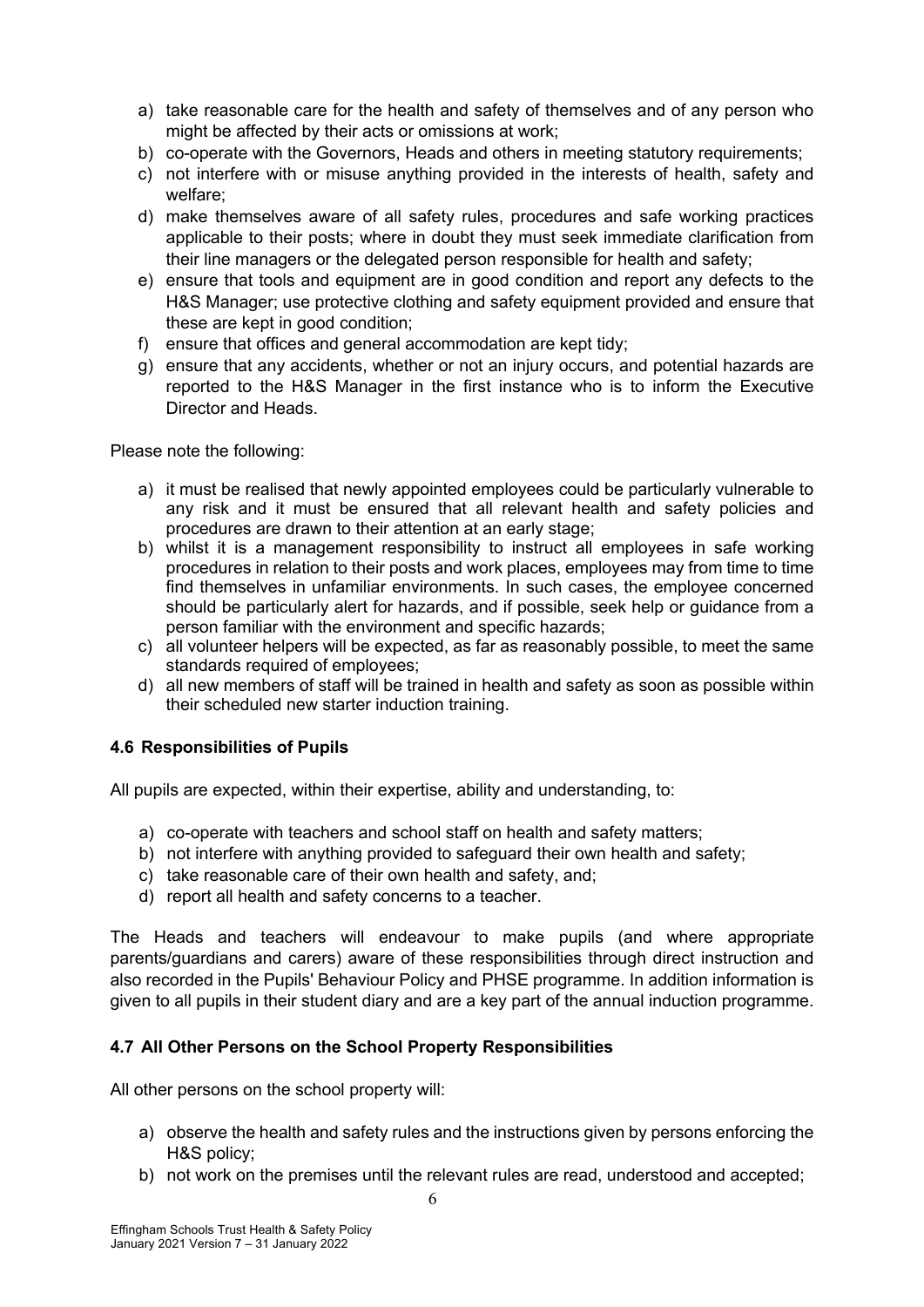a) take reasonable care for the health and safety of themselves and of any person who might be affected by their acts or omissions at work;
b) co-operate with the Governors, Heads and others in meeting statutory requirements;
c) not interfere with or misuse anything provided in the interests of health, safety and welfare;
d) make themselves aware of all safety rules, procedures and safe working practices applicable to their posts; where in doubt they must seek immediate clarification from their line managers or the delegated person responsible for health and safety;
e) ensure that tools and equipment are in good condition and report any defects to the H&S Manager; use protective clothing and safety equipment provided and ensure that these are kept in good condition;
f) ensure that offices and general accommodation are kept tidy;
g) ensure that any accidents, whether or not an injury occurs, and potential hazards are reported to the H&S Manager in the first instance who is to inform the Executive Director and Heads.

Please note the following:

a) it must be realised that newly appointed employees could be particularly vulnerable to any risk and it must be ensured that all relevant health and safety policies and procedures are drawn to their attention at an early stage;
b) whilst it is a management responsibility to instruct all employees in safe working procedures in relation to their posts and work places, employees may from time to time find themselves in unfamiliar environments. In such cases, the employee concerned should be particularly alert for hazards, and if possible, seek help or guidance from a person familiar with the environment and specific hazards;
c) all volunteer helpers will be expected, as far as reasonably possible, to meet the same standards required of employees;
d) all new members of staff will be trained in health and safety as soon as possible within their scheduled new starter induction training.

### 4.6 Responsibilities of Pupils

All pupils are expected, within their expertise, ability and understanding, to:

a) co-operate with teachers and school staff on health and safety matters;
b) not interfere with anything provided to safeguard their own health and safety;
c) take reasonable care of their own health and safety, and;
d) report all health and safety concerns to a teacher.

The Heads and teachers will endeavour to make pupils (and where appropriate parents/guardians and carers) aware of these responsibilities through direct instruction and also recorded in the Pupils' Behaviour Policy and PHSE programme. In addition information is given to all pupils in their student diary and are a key part of the annual induction programme.

### 4.7 All Other Persons on the School Property Responsibilities

All other persons on the school property will:

a) observe the health and safety rules and the instructions given by persons enforcing the H&S policy;
b) not work on the premises until the relevant rules are read, understood and accepted;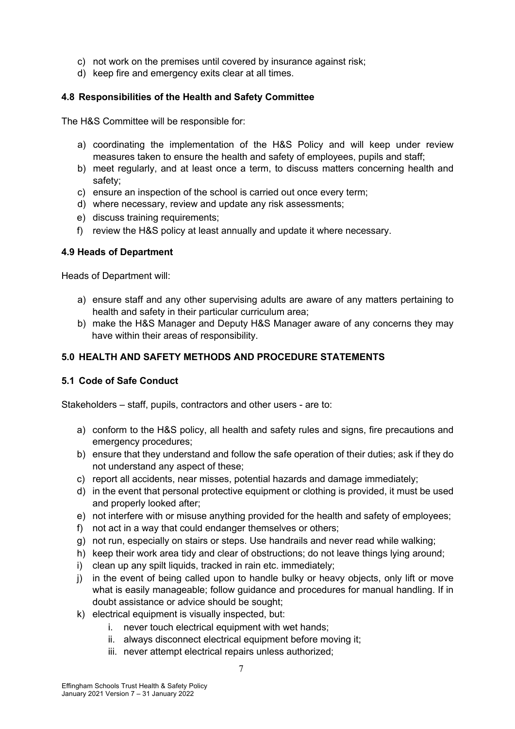c) not work on the premises until covered by insurance against risk;
d) keep fire and emergency exits clear at all times.

### 4.8 Responsibilities of the Health and Safety Committee

The H&S Committee will be responsible for:

a) coordinating the implementation of the H&S Policy and will keep under review measures taken to ensure the health and safety of employees, pupils and staff;
b) meet regularly, and at least once a term, to discuss matters concerning health and safety;
c) ensure an inspection of the school is carried out once every term;
d) where necessary, review and update any risk assessments;
e) discuss training requirements;
f) review the H&S policy at least annually and update it where necessary.

### 4.9 Heads of Department

Heads of Department will:

a) ensure staff and any other supervising adults are aware of any matters pertaining to health and safety in their particular curriculum area;
b) make the H&S Manager and Deputy H&S Manager aware of any concerns they may have within their areas of responsibility.

## 5.0 HEALTH AND SAFETY METHODS AND PROCEDURE STATEMENTS

### 5.1 Code of Safe Conduct

Stakeholders – staff, pupils, contractors and other users - are to:

a) conform to the H&S policy, all health and safety rules and signs, fire precautions and emergency procedures;
b) ensure that they understand and follow the safe operation of their duties; ask if they do not understand any aspect of these;
c) report all accidents, near misses, potential hazards and damage immediately;
d) in the event that personal protective equipment or clothing is provided, it must be used and properly looked after;
e) not interfere with or misuse anything provided for the health and safety of employees;
f) not act in a way that could endanger themselves or others;
g) not run, especially on stairs or steps. Use handrails and never read while walking;
h) keep their work area tidy and clear of obstructions; do not leave things lying around;
i) clean up any spilt liquids, tracked in rain etc. immediately;
j) in the event of being called upon to handle bulky or heavy objects, only lift or move what is easily manageable; follow guidance and procedures for manual handling. If in doubt assistance or advice should be sought;
k) electrical equipment is visually inspected, but:
    i. never touch electrical equipment with wet hands;
    ii. always disconnect electrical equipment before moving it;
    iii. never attempt electrical repairs unless authorized;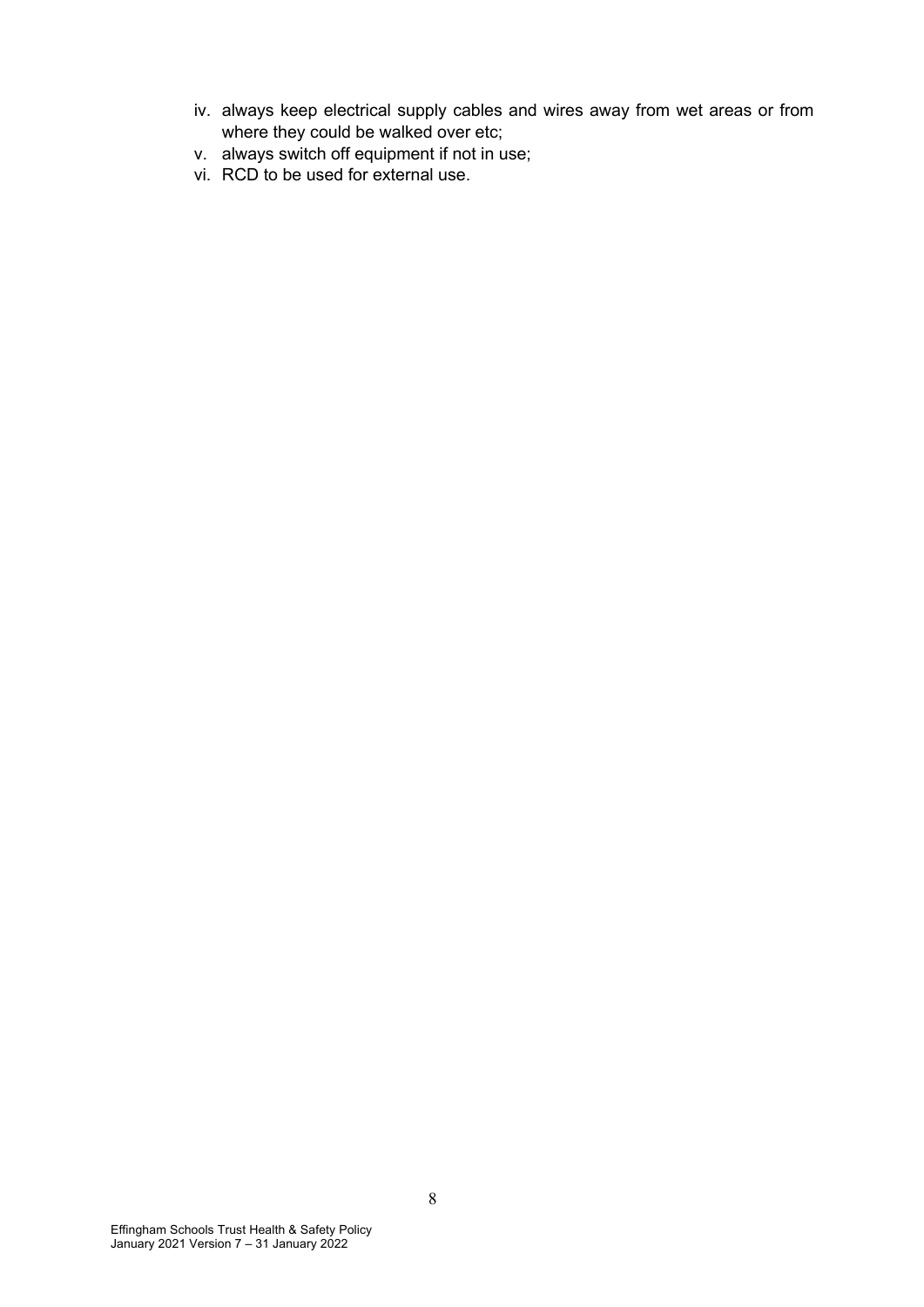iv. always keep electrical supply cables and wires away from wet areas or from where they could be walked over etc;
v. always switch off equipment if not in use;
vi. RCD to be used for external use.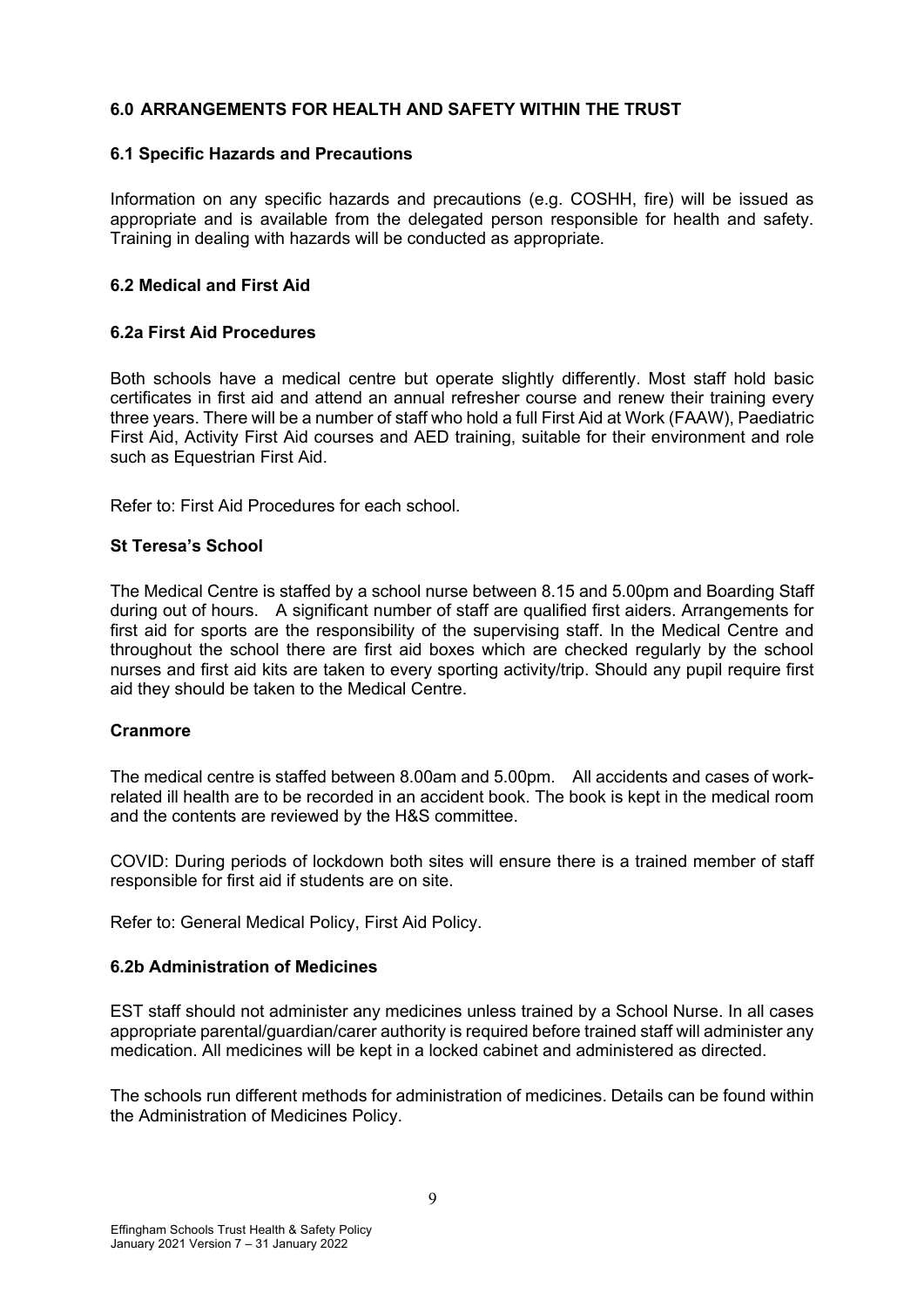## 6.0 ARRANGEMENTS FOR HEALTH AND SAFETY WITHIN THE TRUST

### 6.1 Specific Hazards and Precautions

Information on any specific hazards and precautions (e.g. COSHH, fire) will be issued as appropriate and is available from the delegated person responsible for health and safety. Training in dealing with hazards will be conducted as appropriate.

### 6.2 Medical and First Aid

#### 6.2a First Aid Procedures

Both schools have a medical centre but operate slightly differently. Most staff hold basic certificates in first aid and attend an annual refresher course and renew their training every three years. There will be a number of staff who hold a full First Aid at Work (FAAW), Paediatric First Aid, Activity First Aid courses and AED training, suitable for their environment and role such as Equestrian First Aid.

Refer to: First Aid Procedures for each school.

**St Teresa's School**

The Medical Centre is staffed by a school nurse between 8.15 and 5.00pm and Boarding Staff during out of hours. A significant number of staff are qualified first aiders. Arrangements for first aid for sports are the responsibility of the supervising staff. In the Medical Centre and throughout the school there are first aid boxes which are checked regularly by the school nurses and first aid kits are taken to every sporting activity/trip. Should any pupil require first aid they should be taken to the Medical Centre.

**Cranmore**

The medical centre is staffed between 8.00am and 5.00pm. All accidents and cases of work-related ill health are to be recorded in an accident book. The book is kept in the medical room and the contents are reviewed by the H&S committee.

COVID: During periods of lockdown both sites will ensure there is a trained member of staff responsible for first aid if students are on site.

Refer to: General Medical Policy, First Aid Policy.

#### 6.2b Administration of Medicines

EST staff should not administer any medicines unless trained by a School Nurse. In all cases appropriate parental/guardian/carer authority is required before trained staff will administer any medication. All medicines will be kept in a locked cabinet and administered as directed.

The schools run different methods for administration of medicines. Details can be found within the Administration of Medicines Policy.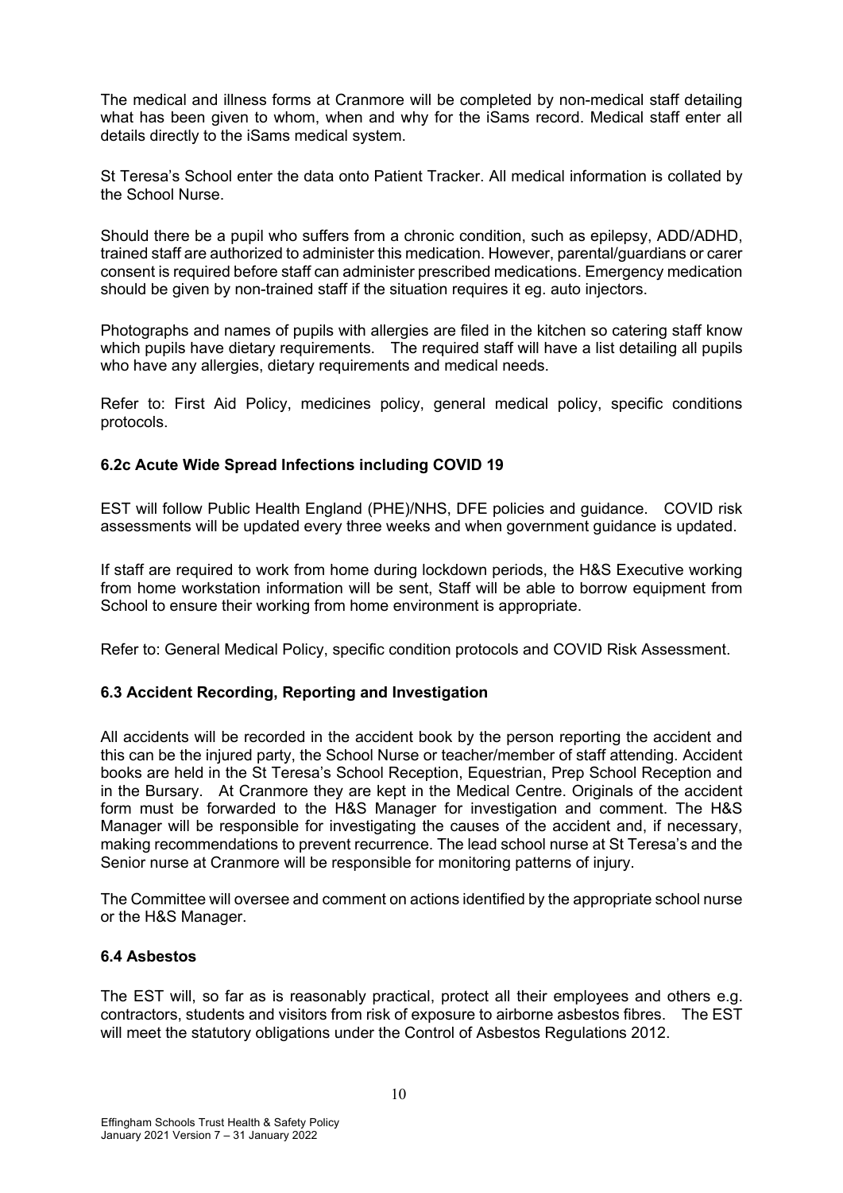The medical and illness forms at Cranmore will be completed by non-medical staff detailing what has been given to whom, when and why for the iSams record. Medical staff enter all details directly to the iSams medical system.

St Teresa's School enter the data onto Patient Tracker. All medical information is collated by the School Nurse.

Should there be a pupil who suffers from a chronic condition, such as epilepsy, ADD/ADHD, trained staff are authorized to administer this medication. However, parental/guardians or carer consent is required before staff can administer prescribed medications. Emergency medication should be given by non-trained staff if the situation requires it eg. auto injectors.

Photographs and names of pupils with allergies are filed in the kitchen so catering staff know which pupils have dietary requirements. The required staff will have a list detailing all pupils who have any allergies, dietary requirements and medical needs.

Refer to: First Aid Policy, medicines policy, general medical policy, specific conditions protocols.

### 6.2c Acute Wide Spread Infections including COVID 19

EST will follow Public Health England (PHE)/NHS, DFE policies and guidance. COVID risk assessments will be updated every three weeks and when government guidance is updated.

If staff are required to work from home during lockdown periods, the H&S Executive working from home workstation information will be sent, Staff will be able to borrow equipment from School to ensure their working from home environment is appropriate.

Refer to: General Medical Policy, specific condition protocols and COVID Risk Assessment.

### 6.3 Accident Recording, Reporting and Investigation

All accidents will be recorded in the accident book by the person reporting the accident and this can be the injured party, the School Nurse or teacher/member of staff attending. Accident books are held in the St Teresa's School Reception, Equestrian, Prep School Reception and in the Bursary. At Cranmore they are kept in the Medical Centre. Originals of the accident form must be forwarded to the H&S Manager for investigation and comment. The H&S Manager will be responsible for investigating the causes of the accident and, if necessary, making recommendations to prevent recurrence. The lead school nurse at St Teresa's and the Senior nurse at Cranmore will be responsible for monitoring patterns of injury.

The Committee will oversee and comment on actions identified by the appropriate school nurse or the H&S Manager.

### 6.4 Asbestos

The EST will, so far as is reasonably practical, protect all their employees and others e.g. contractors, students and visitors from risk of exposure to airborne asbestos fibres. The EST will meet the statutory obligations under the Control of Asbestos Regulations 2012.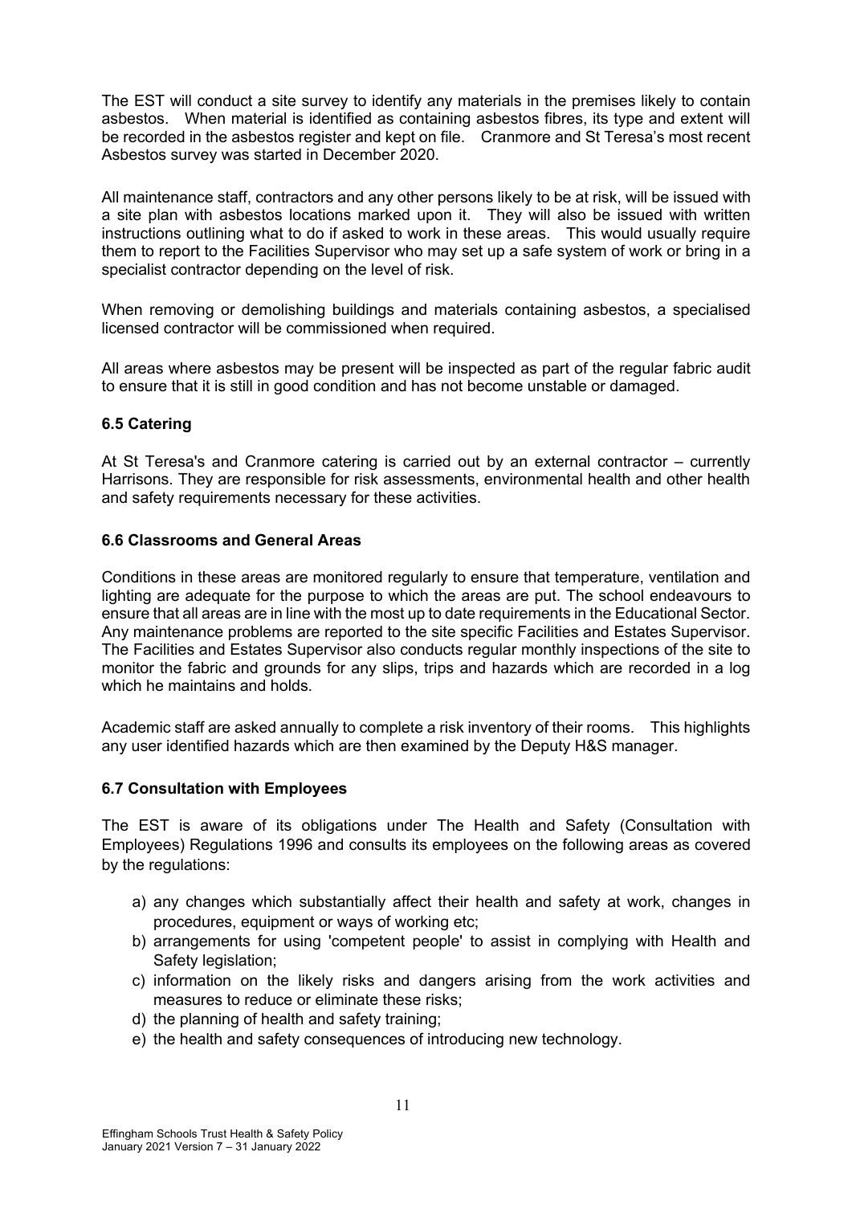The EST will conduct a site survey to identify any materials in the premises likely to contain asbestos. When material is identified as containing asbestos fibres, its type and extent will be recorded in the asbestos register and kept on file. Cranmore and St Teresa's most recent Asbestos survey was started in December 2020.

All maintenance staff, contractors and any other persons likely to be at risk, will be issued with a site plan with asbestos locations marked upon it. They will also be issued with written instructions outlining what to do if asked to work in these areas. This would usually require them to report to the Facilities Supervisor who may set up a safe system of work or bring in a specialist contractor depending on the level of risk.

When removing or demolishing buildings and materials containing asbestos, a specialised licensed contractor will be commissioned when required.

All areas where asbestos may be present will be inspected as part of the regular fabric audit to ensure that it is still in good condition and has not become unstable or damaged.

### 6.5 Catering

At St Teresa's and Cranmore catering is carried out by an external contractor – currently Harrisons. They are responsible for risk assessments, environmental health and other health and safety requirements necessary for these activities.

### 6.6 Classrooms and General Areas

Conditions in these areas are monitored regularly to ensure that temperature, ventilation and lighting are adequate for the purpose to which the areas are put. The school endeavours to ensure that all areas are in line with the most up to date requirements in the Educational Sector. Any maintenance problems are reported to the site specific Facilities and Estates Supervisor. The Facilities and Estates Supervisor also conducts regular monthly inspections of the site to monitor the fabric and grounds for any slips, trips and hazards which are recorded in a log which he maintains and holds.

Academic staff are asked annually to complete a risk inventory of their rooms. This highlights any user identified hazards which are then examined by the Deputy H&S manager.

### 6.7 Consultation with Employees

The EST is aware of its obligations under The Health and Safety (Consultation with Employees) Regulations 1996 and consults its employees on the following areas as covered by the regulations:

a) any changes which substantially affect their health and safety at work, changes in procedures, equipment or ways of working etc;
b) arrangements for using 'competent people' to assist in complying with Health and Safety legislation;
c) information on the likely risks and dangers arising from the work activities and measures to reduce or eliminate these risks;
d) the planning of health and safety training;
e) the health and safety consequences of introducing new technology.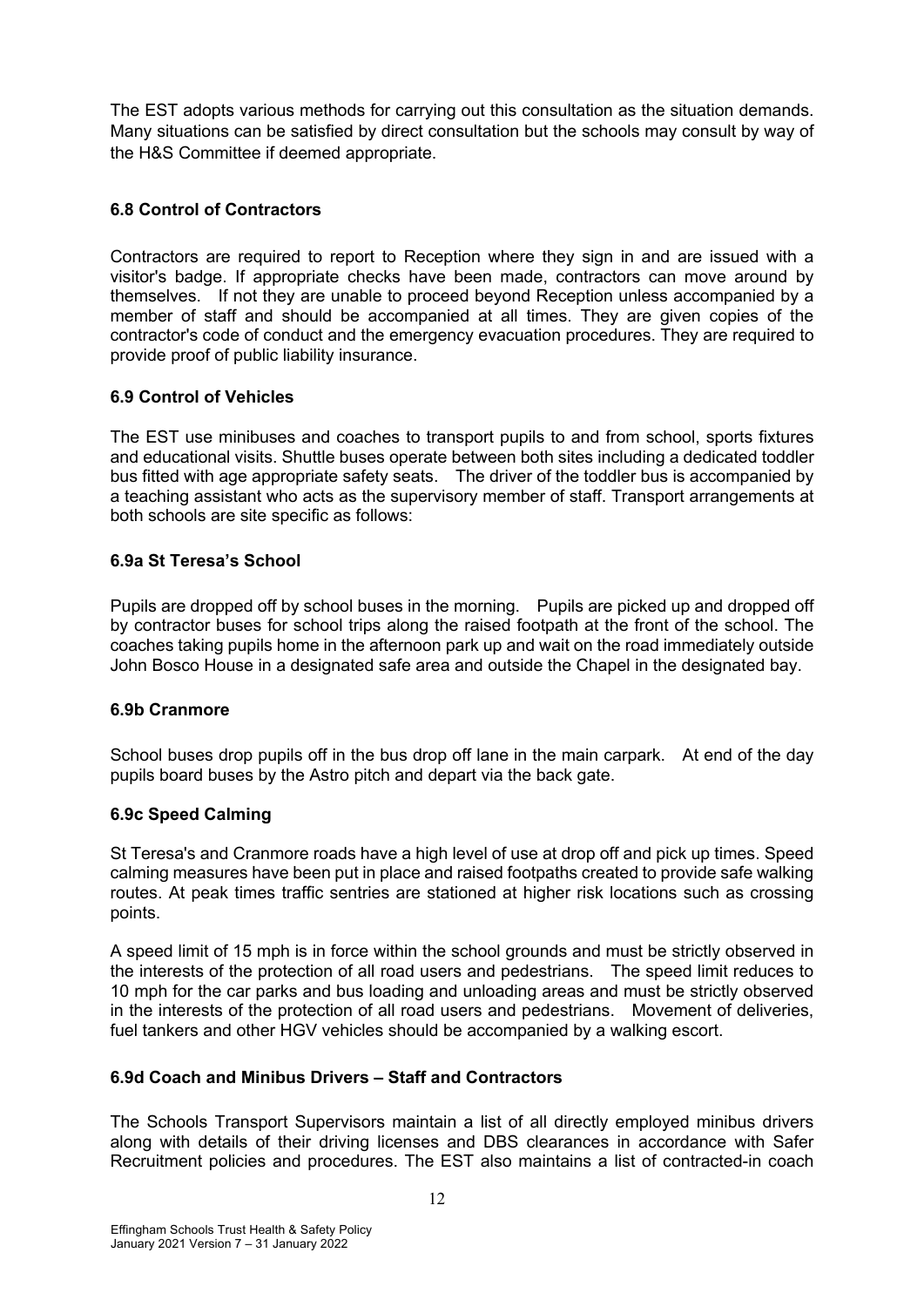The EST adopts various methods for carrying out this consultation as the situation demands. Many situations can be satisfied by direct consultation but the schools may consult by way of the H&S Committee if deemed appropriate.

### 6.8 Control of Contractors

Contractors are required to report to Reception where they sign in and are issued with a visitor's badge. If appropriate checks have been made, contractors can move around by themselves. If not they are unable to proceed beyond Reception unless accompanied by a member of staff and should be accompanied at all times. They are given copies of the contractor's code of conduct and the emergency evacuation procedures. They are required to provide proof of public liability insurance.

### 6.9 Control of Vehicles

The EST use minibuses and coaches to transport pupils to and from school, sports fixtures and educational visits. Shuttle buses operate between both sites including a dedicated toddler bus fitted with age appropriate safety seats. The driver of the toddler bus is accompanied by a teaching assistant who acts as the supervisory member of staff. Transport arrangements at both schools are site specific as follows:

### 6.9a St Teresa's School

Pupils are dropped off by school buses in the morning. Pupils are picked up and dropped off by contractor buses for school trips along the raised footpath at the front of the school. The coaches taking pupils home in the afternoon park up and wait on the road immediately outside John Bosco House in a designated safe area and outside the Chapel in the designated bay.

### 6.9b Cranmore

School buses drop pupils off in the bus drop off lane in the main carpark. At end of the day pupils board buses by the Astro pitch and depart via the back gate.

### 6.9c Speed Calming

St Teresa's and Cranmore roads have a high level of use at drop off and pick up times. Speed calming measures have been put in place and raised footpaths created to provide safe walking routes. At peak times traffic sentries are stationed at higher risk locations such as crossing points.

A speed limit of 15 mph is in force within the school grounds and must be strictly observed in the interests of the protection of all road users and pedestrians. The speed limit reduces to 10 mph for the car parks and bus loading and unloading areas and must be strictly observed in the interests of the protection of all road users and pedestrians. Movement of deliveries, fuel tankers and other HGV vehicles should be accompanied by a walking escort.

### 6.9d Coach and Minibus Drivers – Staff and Contractors

The Schools Transport Supervisors maintain a list of all directly employed minibus drivers along with details of their driving licenses and DBS clearances in accordance with Safer Recruitment policies and procedures. The EST also maintains a list of contracted-in coach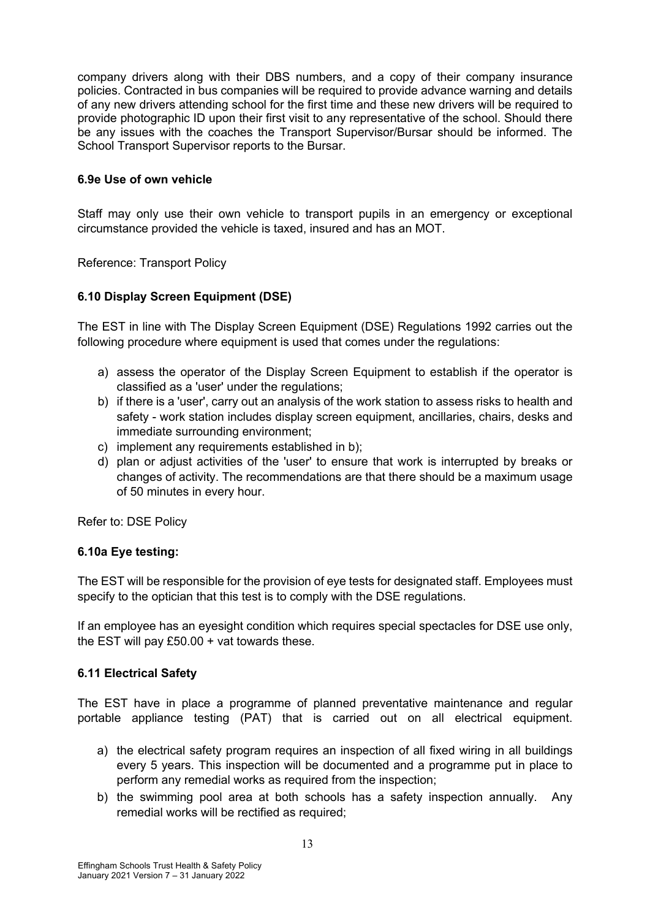company drivers along with their DBS numbers, and a copy of their company insurance policies. Contracted in bus companies will be required to provide advance warning and details of any new drivers attending school for the first time and these new drivers will be required to provide photographic ID upon their first visit to any representative of the school. Should there be any issues with the coaches the Transport Supervisor/Bursar should be informed. The School Transport Supervisor reports to the Bursar.

#### 6.9e Use of own vehicle

Staff may only use their own vehicle to transport pupils in an emergency or exceptional circumstance provided the vehicle is taxed, insured and has an MOT.

Reference: Transport Policy

### 6.10 Display Screen Equipment (DSE)

The EST in line with The Display Screen Equipment (DSE) Regulations 1992 carries out the following procedure where equipment is used that comes under the regulations:

a) assess the operator of the Display Screen Equipment to establish if the operator is classified as a 'user' under the regulations;
b) if there is a 'user', carry out an analysis of the work station to assess risks to health and safety - work station includes display screen equipment, ancillaries, chairs, desks and immediate surrounding environment;
c) implement any requirements established in b);
d) plan or adjust activities of the 'user' to ensure that work is interrupted by breaks or changes of activity. The recommendations are that there should be a maximum usage of 50 minutes in every hour.

Refer to: DSE Policy

#### 6.10a Eye testing:

The EST will be responsible for the provision of eye tests for designated staff. Employees must specify to the optician that this test is to comply with the DSE regulations.

If an employee has an eyesight condition which requires special spectacles for DSE use only, the EST will pay £50.00 + vat towards these.

### 6.11 Electrical Safety

The EST have in place a programme of planned preventative maintenance and regular portable appliance testing (PAT) that is carried out on all electrical equipment.

a) the electrical safety program requires an inspection of all fixed wiring in all buildings every 5 years. This inspection will be documented and a programme put in place to perform any remedial works as required from the inspection;
b) the swimming pool area at both schools has a safety inspection annually. Any remedial works will be rectified as required;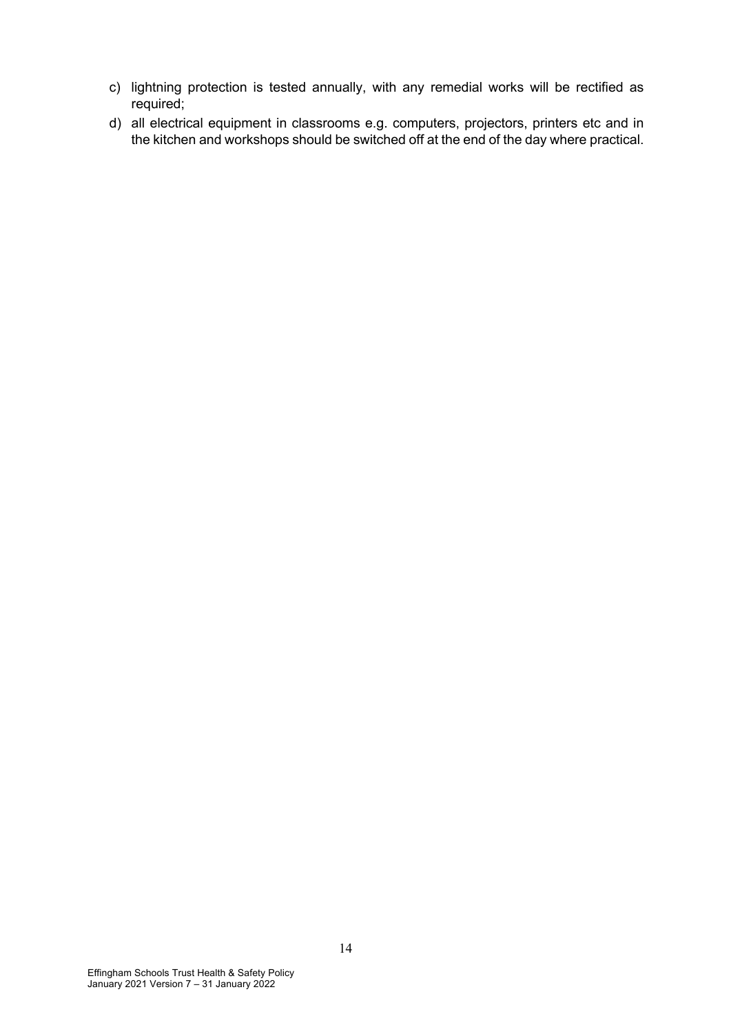c) lightning protection is tested annually, with any remedial works will be rectified as required;
d) all electrical equipment in classrooms e.g. computers, projectors, printers etc and in the kitchen and workshops should be switched off at the end of the day where practical.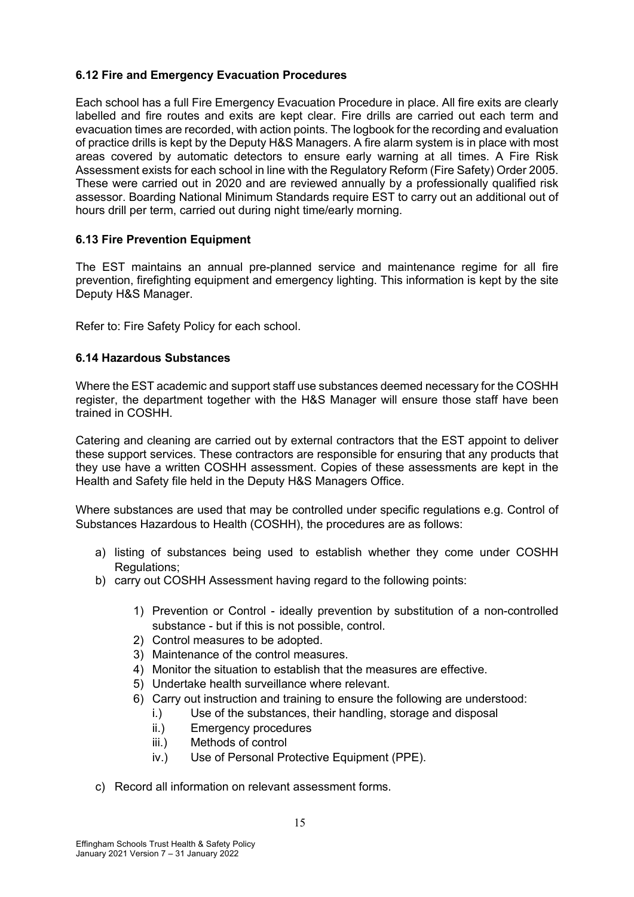### 6.12 Fire and Emergency Evacuation Procedures

Each school has a full Fire Emergency Evacuation Procedure in place. All fire exits are clearly labelled and fire routes and exits are kept clear. Fire drills are carried out each term and evacuation times are recorded, with action points. The logbook for the recording and evaluation of practice drills is kept by the Deputy H&S Managers. A fire alarm system is in place with most areas covered by automatic detectors to ensure early warning at all times. A Fire Risk Assessment exists for each school in line with the Regulatory Reform (Fire Safety) Order 2005. These were carried out in 2020 and are reviewed annually by a professionally qualified risk assessor. Boarding National Minimum Standards require EST to carry out an additional out of hours drill per term, carried out during night time/early morning.

### 6.13 Fire Prevention Equipment

The EST maintains an annual pre-planned service and maintenance regime for all fire prevention, firefighting equipment and emergency lighting. This information is kept by the site Deputy H&S Manager.

Refer to: Fire Safety Policy for each school.

### 6.14 Hazardous Substances

Where the EST academic and support staff use substances deemed necessary for the COSHH register, the department together with the H&S Manager will ensure those staff have been trained in COSHH.

Catering and cleaning are carried out by external contractors that the EST appoint to deliver these support services. These contractors are responsible for ensuring that any products that they use have a written COSHH assessment. Copies of these assessments are kept in the Health and Safety file held in the Deputy H&S Managers Office.

Where substances are used that may be controlled under specific regulations e.g. Control of Substances Hazardous to Health (COSHH), the procedures are as follows:

a) listing of substances being used to establish whether they come under COSHH Regulations;
b) carry out COSHH Assessment having regard to the following points:
    1) Prevention or Control - ideally prevention by substitution of a non-controlled substance - but if this is not possible, control.
    2) Control measures to be adopted.
    3) Maintenance of the control measures.
    4) Monitor the situation to establish that the measures are effective.
    5) Undertake health surveillance where relevant.
    6) Carry out instruction and training to ensure the following are understood:
        i.) Use of the substances, their handling, storage and disposal
        ii.) Emergency procedures
        iii.) Methods of control
        iv.) Use of Personal Protective Equipment (PPE).
c) Record all information on relevant assessment forms.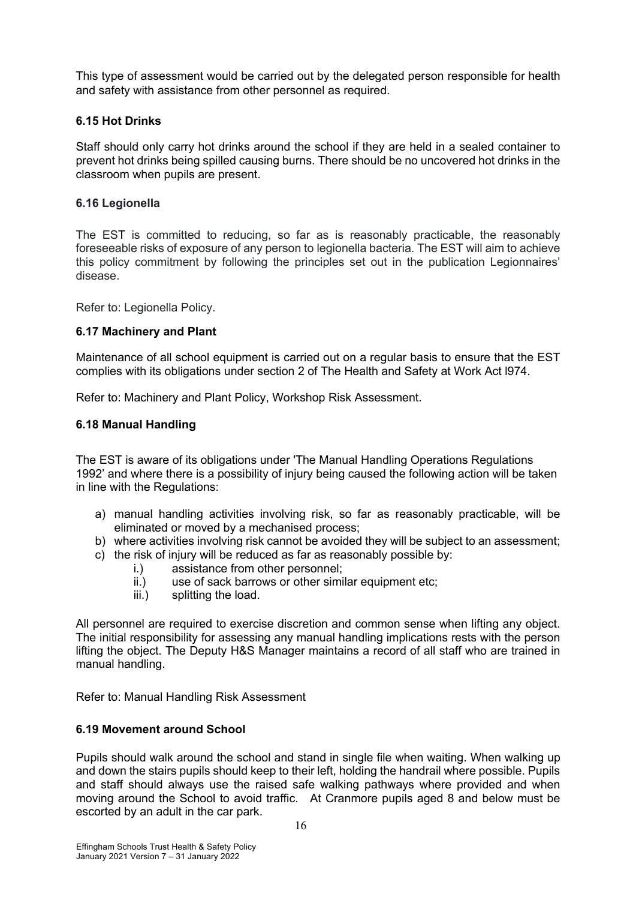This type of assessment would be carried out by the delegated person responsible for health and safety with assistance from other personnel as required.

### 6.15 Hot Drinks

Staff should only carry hot drinks around the school if they are held in a sealed container to prevent hot drinks being spilled causing burns. There should be no uncovered hot drinks in the classroom when pupils are present.

### 6.16 Legionella

The EST is committed to reducing, so far as is reasonably practicable, the reasonably foreseeable risks of exposure of any person to legionella bacteria. The EST will aim to achieve this policy commitment by following the principles set out in the publication Legionnaires' disease.

Refer to: Legionella Policy.

### 6.17 Machinery and Plant

Maintenance of all school equipment is carried out on a regular basis to ensure that the EST complies with its obligations under section 2 of The Health and Safety at Work Act l974.

Refer to: Machinery and Plant Policy, Workshop Risk Assessment.

### 6.18 Manual Handling

The EST is aware of its obligations under 'The Manual Handling Operations Regulations 1992' and where there is a possibility of injury being caused the following action will be taken in line with the Regulations:

a) manual handling activities involving risk, so far as reasonably practicable, will be eliminated or moved by a mechanised process;
b) where activities involving risk cannot be avoided they will be subject to an assessment;
c) the risk of injury will be reduced as far as reasonably possible by:
    i.) assistance from other personnel;
    ii.) use of sack barrows or other similar equipment etc;
    iii.) splitting the load.

All personnel are required to exercise discretion and common sense when lifting any object. The initial responsibility for assessing any manual handling implications rests with the person lifting the object. The Deputy H&S Manager maintains a record of all staff who are trained in manual handling.

Refer to: Manual Handling Risk Assessment

### 6.19 Movement around School

Pupils should walk around the school and stand in single file when waiting. When walking up and down the stairs pupils should keep to their left, holding the handrail where possible. Pupils and staff should always use the raised safe walking pathways where provided and when moving around the School to avoid traffic. At Cranmore pupils aged 8 and below must be escorted by an adult in the car park.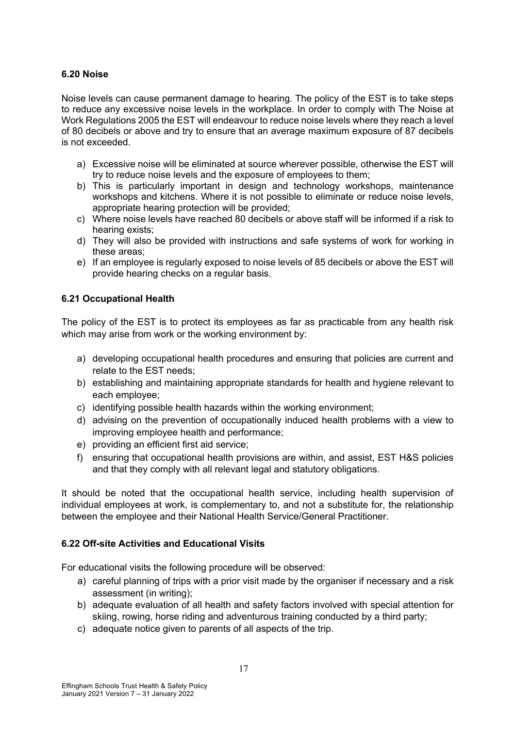### 6.20 Noise

Noise levels can cause permanent damage to hearing. The policy of the EST is to take steps to reduce any excessive noise levels in the workplace. In order to comply with The Noise at Work Regulations 2005 the EST will endeavour to reduce noise levels where they reach a level of 80 decibels or above and try to ensure that an average maximum exposure of 87 decibels is not exceeded.

a) Excessive noise will be eliminated at source wherever possible, otherwise the EST will try to reduce noise levels and the exposure of employees to them;
b) This is particularly important in design and technology workshops, maintenance workshops and kitchens. Where it is not possible to eliminate or reduce noise levels, appropriate hearing protection will be provided;
c) Where noise levels have reached 80 decibels or above staff will be informed if a risk to hearing exists;
d) They will also be provided with instructions and safe systems of work for working in these areas;
e) If an employee is regularly exposed to noise levels of 85 decibels or above the EST will provide hearing checks on a regular basis.

### 6.21 Occupational Health

The policy of the EST is to protect its employees as far as practicable from any health risk which may arise from work or the working environment by:

a) developing occupational health procedures and ensuring that policies are current and relate to the EST needs;
b) establishing and maintaining appropriate standards for health and hygiene relevant to each employee;
c) identifying possible health hazards within the working environment;
d) advising on the prevention of occupationally induced health problems with a view to improving employee health and performance;
e) providing an efficient first aid service;
f) ensuring that occupational health provisions are within, and assist, EST H&S policies and that they comply with all relevant legal and statutory obligations.

It should be noted that the occupational health service, including health supervision of individual employees at work, is complementary to, and not a substitute for, the relationship between the employee and their National Health Service/General Practitioner.

### 6.22 Off-site Activities and Educational Visits

For educational visits the following procedure will be observed:

a) careful planning of trips with a prior visit made by the organiser if necessary and a risk assessment (in writing);
b) adequate evaluation of all health and safety factors involved with special attention for skiing, rowing, horse riding and adventurous training conducted by a third party;
c) adequate notice given to parents of all aspects of the trip.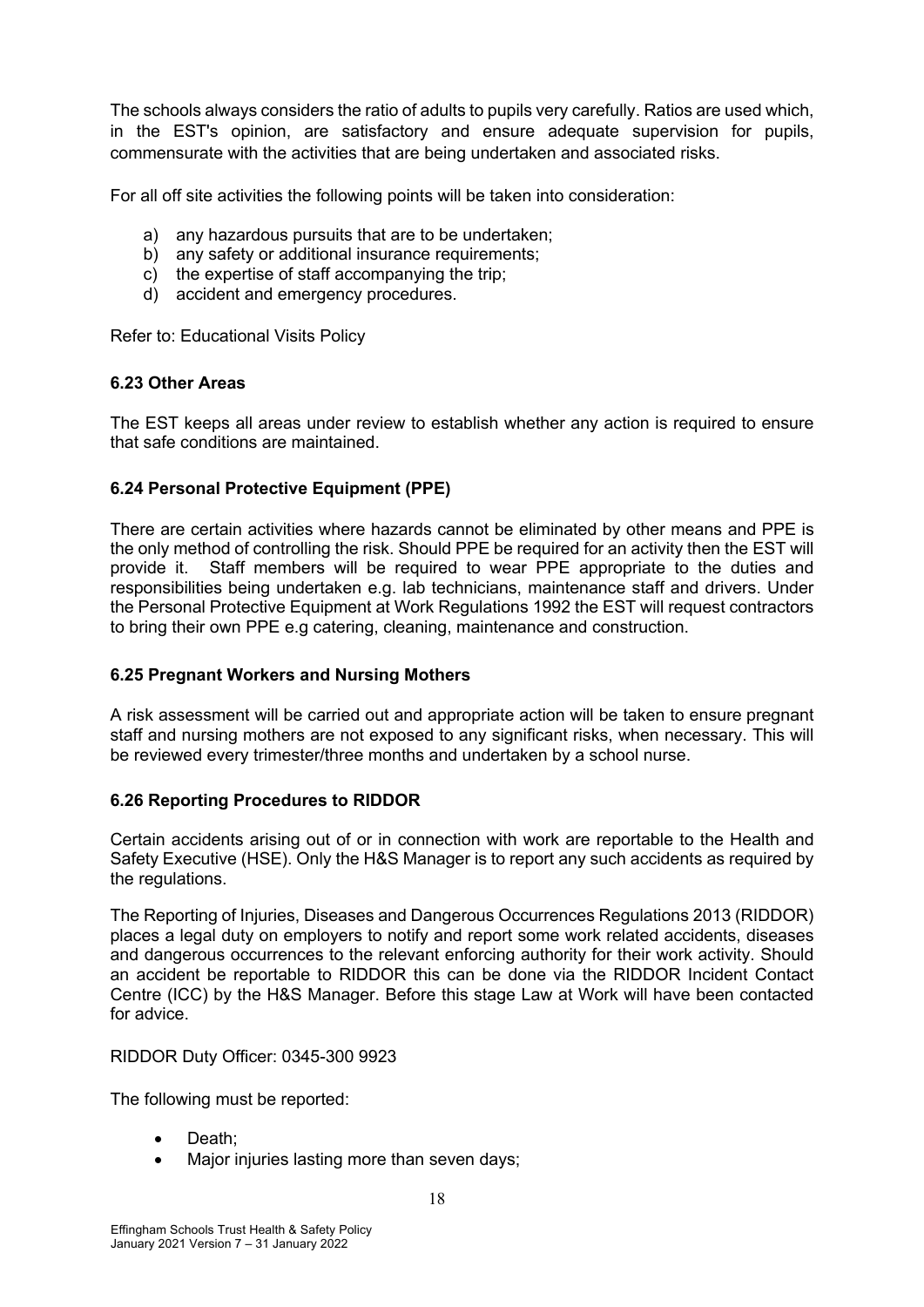The schools always considers the ratio of adults to pupils very carefully. Ratios are used which, in the EST's opinion, are satisfactory and ensure adequate supervision for pupils, commensurate with the activities that are being undertaken and associated risks.

For all off site activities the following points will be taken into consideration:

a) any hazardous pursuits that are to be undertaken;
b) any safety or additional insurance requirements;
c) the expertise of staff accompanying the trip;
d) accident and emergency procedures.

Refer to: Educational Visits Policy

### 6.23 Other Areas

The EST keeps all areas under review to establish whether any action is required to ensure that safe conditions are maintained.

### 6.24 Personal Protective Equipment (PPE)

There are certain activities where hazards cannot be eliminated by other means and PPE is the only method of controlling the risk. Should PPE be required for an activity then the EST will provide it. Staff members will be required to wear PPE appropriate to the duties and responsibilities being undertaken e.g. lab technicians, maintenance staff and drivers. Under the Personal Protective Equipment at Work Regulations 1992 the EST will request contractors to bring their own PPE e.g catering, cleaning, maintenance and construction.

### 6.25 Pregnant Workers and Nursing Mothers

A risk assessment will be carried out and appropriate action will be taken to ensure pregnant staff and nursing mothers are not exposed to any significant risks, when necessary. This will be reviewed every trimester/three months and undertaken by a school nurse.

### 6.26 Reporting Procedures to RIDDOR

Certain accidents arising out of or in connection with work are reportable to the Health and Safety Executive (HSE). Only the H&S Manager is to report any such accidents as required by the regulations.

The Reporting of Injuries, Diseases and Dangerous Occurrences Regulations 2013 (RIDDOR) places a legal duty on employers to notify and report some work related accidents, diseases and dangerous occurrences to the relevant enforcing authority for their work activity. Should an accident be reportable to RIDDOR this can be done via the RIDDOR Incident Contact Centre (ICC) by the H&S Manager. Before this stage Law at Work will have been contacted for advice.

RIDDOR Duty Officer: 0345-300 9923

The following must be reported:

- Death;
- Major injuries lasting more than seven days;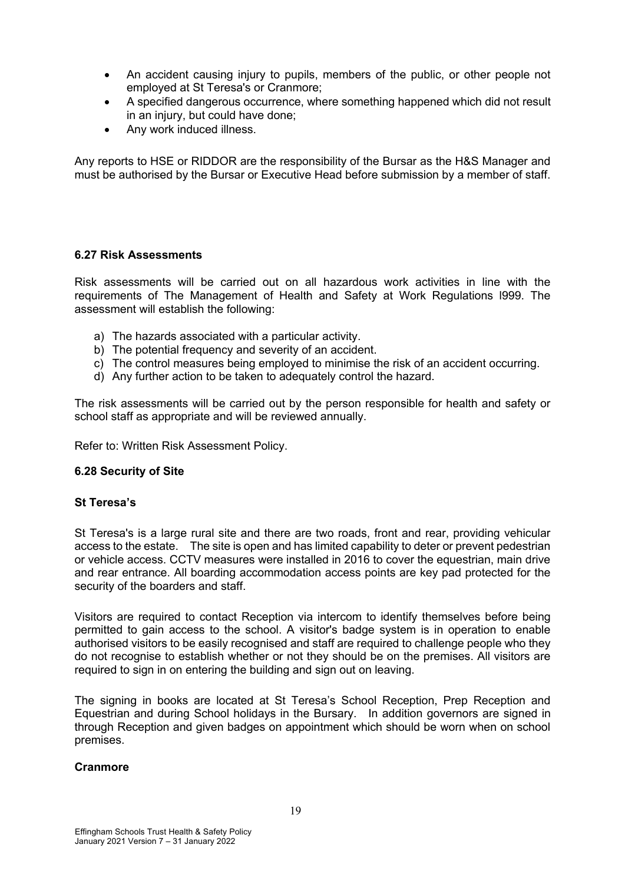- An accident causing injury to pupils, members of the public, or other people not employed at St Teresa's or Cranmore;
- A specified dangerous occurrence, where something happened which did not result in an injury, but could have done;
- Any work induced illness.

Any reports to HSE or RIDDOR are the responsibility of the Bursar as the H&S Manager and must be authorised by the Bursar or Executive Head before submission by a member of staff.

### 6.27 Risk Assessments

Risk assessments will be carried out on all hazardous work activities in line with the requirements of The Management of Health and Safety at Work Regulations l999. The assessment will establish the following:

a) The hazards associated with a particular activity.
b) The potential frequency and severity of an accident.
c) The control measures being employed to minimise the risk of an accident occurring.
d) Any further action to be taken to adequately control the hazard.

The risk assessments will be carried out by the person responsible for health and safety or school staff as appropriate and will be reviewed annually.

Refer to: Written Risk Assessment Policy.

### 6.28 Security of Site

#### St Teresa's

St Teresa's is a large rural site and there are two roads, front and rear, providing vehicular access to the estate. The site is open and has limited capability to deter or prevent pedestrian or vehicle access. CCTV measures were installed in 2016 to cover the equestrian, main drive and rear entrance. All boarding accommodation access points are key pad protected for the security of the boarders and staff.

Visitors are required to contact Reception via intercom to identify themselves before being permitted to gain access to the school. A visitor's badge system is in operation to enable authorised visitors to be easily recognised and staff are required to challenge people who they do not recognise to establish whether or not they should be on the premises. All visitors are required to sign in on entering the building and sign out on leaving.

The signing in books are located at St Teresa's School Reception, Prep Reception and Equestrian and during School holidays in the Bursary. In addition governors are signed in through Reception and given badges on appointment which should be worn when on school premises.

#### Cranmore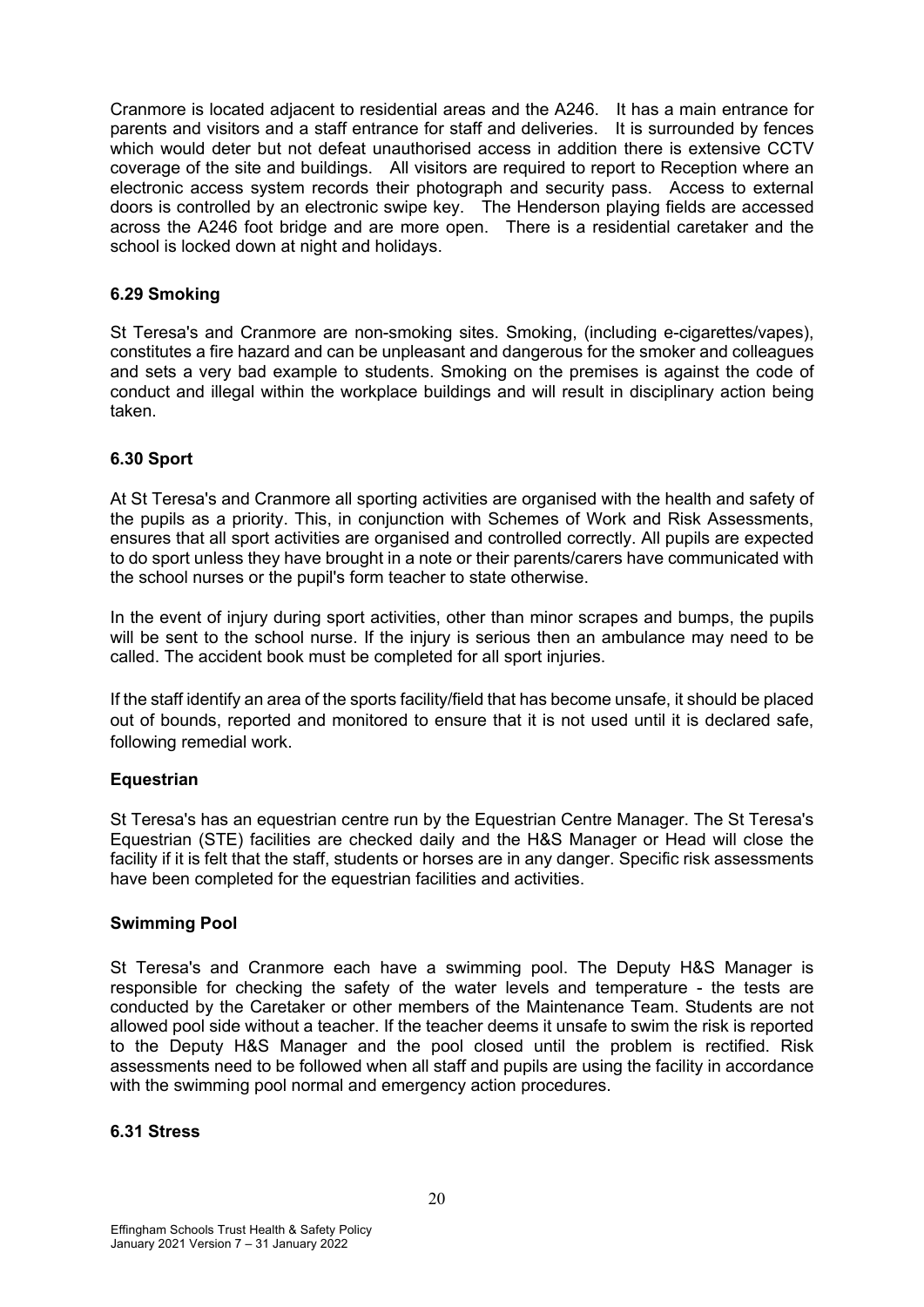Cranmore is located adjacent to residential areas and the A246. It has a main entrance for parents and visitors and a staff entrance for staff and deliveries. It is surrounded by fences which would deter but not defeat unauthorised access in addition there is extensive CCTV coverage of the site and buildings. All visitors are required to report to Reception where an electronic access system records their photograph and security pass. Access to external doors is controlled by an electronic swipe key. The Henderson playing fields are accessed across the A246 foot bridge and are more open. There is a residential caretaker and the school is locked down at night and holidays.

### 6.29 Smoking

St Teresa's and Cranmore are non-smoking sites. Smoking, (including e-cigarettes/vapes), constitutes a fire hazard and can be unpleasant and dangerous for the smoker and colleagues and sets a very bad example to students. Smoking on the premises is against the code of conduct and illegal within the workplace buildings and will result in disciplinary action being taken.

### 6.30 Sport

At St Teresa's and Cranmore all sporting activities are organised with the health and safety of the pupils as a priority. This, in conjunction with Schemes of Work and Risk Assessments, ensures that all sport activities are organised and controlled correctly. All pupils are expected to do sport unless they have brought in a note or their parents/carers have communicated with the school nurses or the pupil's form teacher to state otherwise.

In the event of injury during sport activities, other than minor scrapes and bumps, the pupils will be sent to the school nurse. If the injury is serious then an ambulance may need to be called. The accident book must be completed for all sport injuries.

If the staff identify an area of the sports facility/field that has become unsafe, it should be placed out of bounds, reported and monitored to ensure that it is not used until it is declared safe, following remedial work.

#### Equestrian

St Teresa's has an equestrian centre run by the Equestrian Centre Manager. The St Teresa's Equestrian (STE) facilities are checked daily and the H&S Manager or Head will close the facility if it is felt that the staff, students or horses are in any danger. Specific risk assessments have been completed for the equestrian facilities and activities.

#### Swimming Pool

St Teresa's and Cranmore each have a swimming pool. The Deputy H&S Manager is responsible for checking the safety of the water levels and temperature - the tests are conducted by the Caretaker or other members of the Maintenance Team. Students are not allowed pool side without a teacher. If the teacher deems it unsafe to swim the risk is reported to the Deputy H&S Manager and the pool closed until the problem is rectified. Risk assessments need to be followed when all staff and pupils are using the facility in accordance with the swimming pool normal and emergency action procedures.

### 6.31 Stress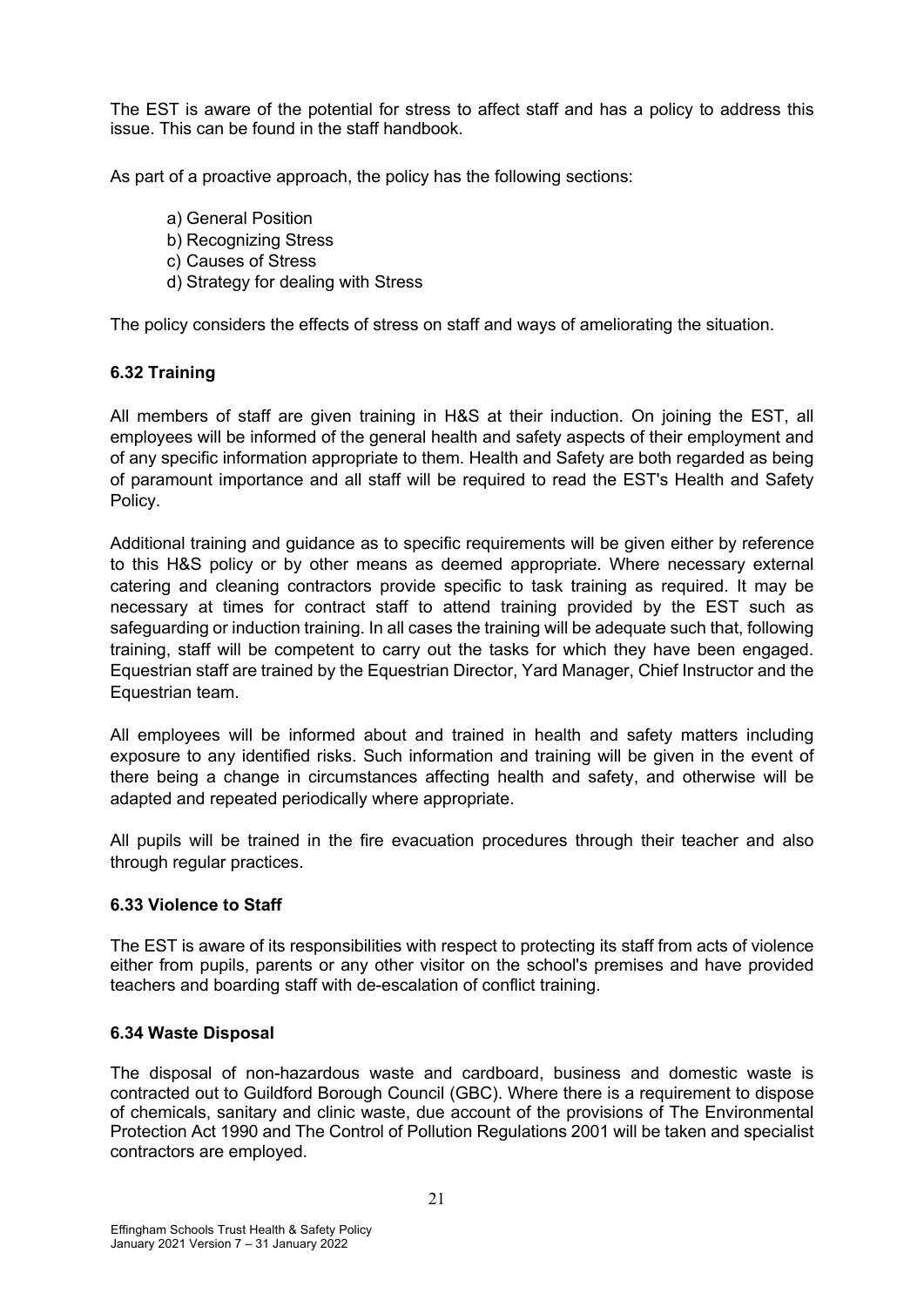The EST is aware of the potential for stress to affect staff and has a policy to address this issue. This can be found in the staff handbook.

As part of a proactive approach, the policy has the following sections:

a) General Position
b) Recognizing Stress
c) Causes of Stress
d) Strategy for dealing with Stress

The policy considers the effects of stress on staff and ways of ameliorating the situation.

### 6.32 Training

All members of staff are given training in H&S at their induction. On joining the EST, all employees will be informed of the general health and safety aspects of their employment and of any specific information appropriate to them. Health and Safety are both regarded as being of paramount importance and all staff will be required to read the EST's Health and Safety Policy.

Additional training and guidance as to specific requirements will be given either by reference to this H&S policy or by other means as deemed appropriate. Where necessary external catering and cleaning contractors provide specific to task training as required. It may be necessary at times for contract staff to attend training provided by the EST such as safeguarding or induction training. In all cases the training will be adequate such that, following training, staff will be competent to carry out the tasks for which they have been engaged. Equestrian staff are trained by the Equestrian Director, Yard Manager, Chief Instructor and the Equestrian team.

All employees will be informed about and trained in health and safety matters including exposure to any identified risks. Such information and training will be given in the event of there being a change in circumstances affecting health and safety, and otherwise will be adapted and repeated periodically where appropriate.

All pupils will be trained in the fire evacuation procedures through their teacher and also through regular practices.

### 6.33 Violence to Staff

The EST is aware of its responsibilities with respect to protecting its staff from acts of violence either from pupils, parents or any other visitor on the school's premises and have provided teachers and boarding staff with de-escalation of conflict training.

### 6.34 Waste Disposal

The disposal of non-hazardous waste and cardboard, business and domestic waste is contracted out to Guildford Borough Council (GBC). Where there is a requirement to dispose of chemicals, sanitary and clinic waste, due account of the provisions of The Environmental Protection Act 1990 and The Control of Pollution Regulations 2001 will be taken and specialist contractors are employed.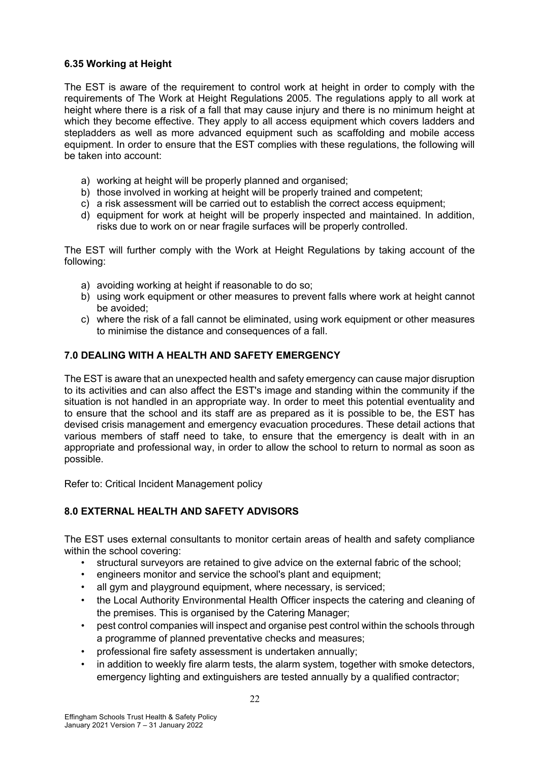### 6.35 Working at Height

The EST is aware of the requirement to control work at height in order to comply with the requirements of The Work at Height Regulations 2005. The regulations apply to all work at height where there is a risk of a fall that may cause injury and there is no minimum height at which they become effective. They apply to all access equipment which covers ladders and stepladders as well as more advanced equipment such as scaffolding and mobile access equipment. In order to ensure that the EST complies with these regulations, the following will be taken into account:

a) working at height will be properly planned and organised;
b) those involved in working at height will be properly trained and competent;
c) a risk assessment will be carried out to establish the correct access equipment;
d) equipment for work at height will be properly inspected and maintained. In addition, risks due to work on or near fragile surfaces will be properly controlled.

The EST will further comply with the Work at Height Regulations by taking account of the following:

a) avoiding working at height if reasonable to do so;
b) using work equipment or other measures to prevent falls where work at height cannot be avoided;
c) where the risk of a fall cannot be eliminated, using work equipment or other measures to minimise the distance and consequences of a fall.

## 7.0 DEALING WITH A HEALTH AND SAFETY EMERGENCY

The EST is aware that an unexpected health and safety emergency can cause major disruption to its activities and can also affect the EST's image and standing within the community if the situation is not handled in an appropriate way. In order to meet this potential eventuality and to ensure that the school and its staff are as prepared as it is possible to be, the EST has devised crisis management and emergency evacuation procedures. These detail actions that various members of staff need to take, to ensure that the emergency is dealt with in an appropriate and professional way, in order to allow the school to return to normal as soon as possible.

Refer to: Critical Incident Management policy

## 8.0 EXTERNAL HEALTH AND SAFETY ADVISORS

The EST uses external consultants to monitor certain areas of health and safety compliance within the school covering:

- structural surveyors are retained to give advice on the external fabric of the school;
- engineers monitor and service the school's plant and equipment;
- all gym and playground equipment, where necessary, is serviced;
- the Local Authority Environmental Health Officer inspects the catering and cleaning of the premises. This is organised by the Catering Manager;
- pest control companies will inspect and organise pest control within the schools through a programme of planned preventative checks and measures;
- professional fire safety assessment is undertaken annually;
- in addition to weekly fire alarm tests, the alarm system, together with smoke detectors, emergency lighting and extinguishers are tested annually by a qualified contractor;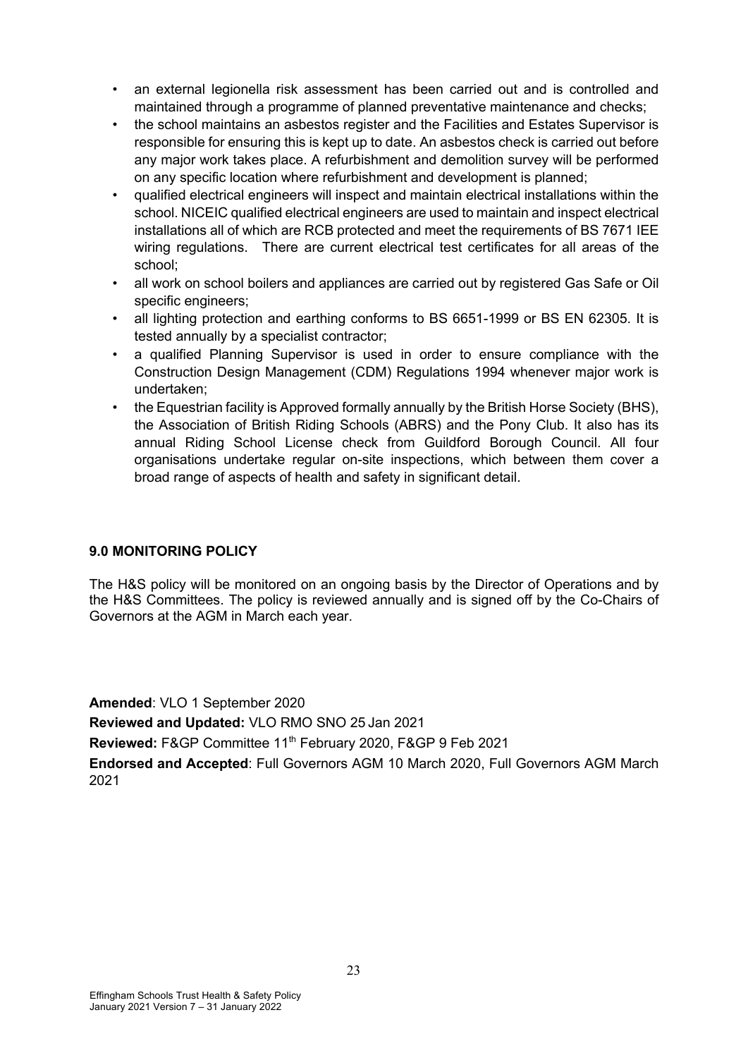- an external legionella risk assessment has been carried out and is controlled and maintained through a programme of planned preventative maintenance and checks;
- the school maintains an asbestos register and the Facilities and Estates Supervisor is responsible for ensuring this is kept up to date. An asbestos check is carried out before any major work takes place. A refurbishment and demolition survey will be performed on any specific location where refurbishment and development is planned;
- qualified electrical engineers will inspect and maintain electrical installations within the school. NICEIC qualified electrical engineers are used to maintain and inspect electrical installations all of which are RCB protected and meet the requirements of BS 7671 IEE wiring regulations. There are current electrical test certificates for all areas of the school;
- all work on school boilers and appliances are carried out by registered Gas Safe or Oil specific engineers;
- all lighting protection and earthing conforms to BS 6651-1999 or BS EN 62305. It is tested annually by a specialist contractor;
- a qualified Planning Supervisor is used in order to ensure compliance with the Construction Design Management (CDM) Regulations 1994 whenever major work is undertaken;
- the Equestrian facility is Approved formally annually by the British Horse Society (BHS), the Association of British Riding Schools (ABRS) and the Pony Club. It also has its annual Riding School License check from Guildford Borough Council. All four organisations undertake regular on-site inspections, which between them cover a broad range of aspects of health and safety in significant detail.

## 9.0 MONITORING POLICY

The H&S policy will be monitored on an ongoing basis by the Director of Operations and by the H&S Committees. The policy is reviewed annually and is signed off by the Co-Chairs of Governors at the AGM in March each year.

**Amended**: VLO 1 September 2020

**Reviewed and Updated:** VLO RMO SNO 25 Jan 2021

**Reviewed:** F&GP Committee 11th February 2020, F&GP 9 Feb 2021

**Endorsed and Accepted**: Full Governors AGM 10 March 2020, Full Governors AGM March 2021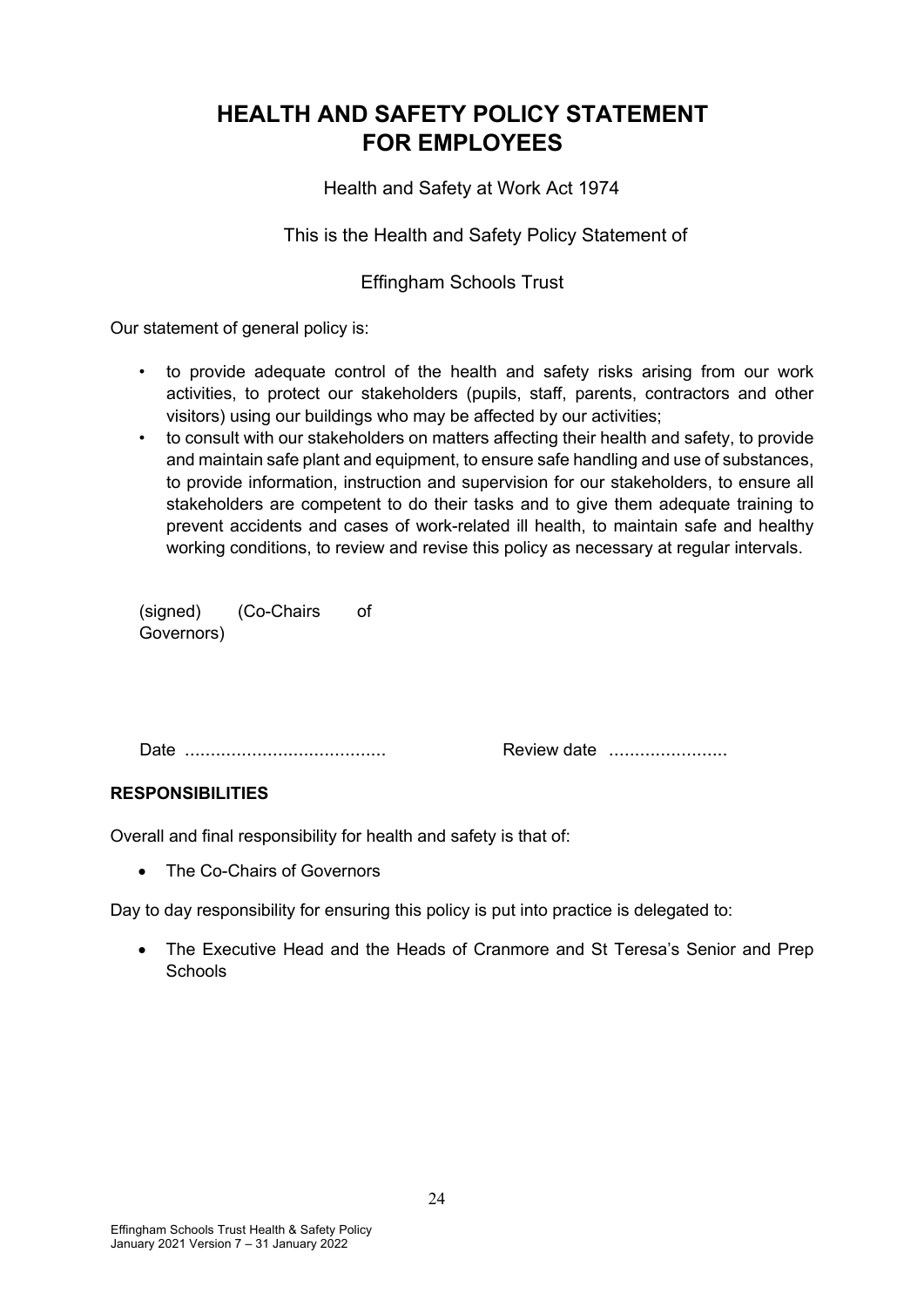# HEALTH AND SAFETY POLICY STATEMENT FOR EMPLOYEES

Health and Safety at Work Act 1974

This is the Health and Safety Policy Statement of

Effingham Schools Trust

Our statement of general policy is:

- to provide adequate control of the health and safety risks arising from our work activities, to protect our stakeholders (pupils, staff, parents, contractors and other visitors) using our buildings who may be affected by our activities;
- to consult with our stakeholders on matters affecting their health and safety, to provide and maintain safe plant and equipment, to ensure safe handling and use of substances, to provide information, instruction and supervision for our stakeholders, to ensure all stakeholders are competent to do their tasks and to give them adequate training to prevent accidents and cases of work-related ill health, to maintain safe and healthy working conditions, to review and revise this policy as necessary at regular intervals.

(signed) (Co-Chairs of Governors)

Date ....................................... Review date .......................

**RESPONSIBILITIES**

Overall and final responsibility for health and safety is that of:

- The Co-Chairs of Governors

Day to day responsibility for ensuring this policy is put into practice is delegated to:

- The Executive Head and the Heads of Cranmore and St Teresa's Senior and Prep Schools

Effingham Schools Trust Health & Safety Policy
January 2021 Version 7 – 31 January 2022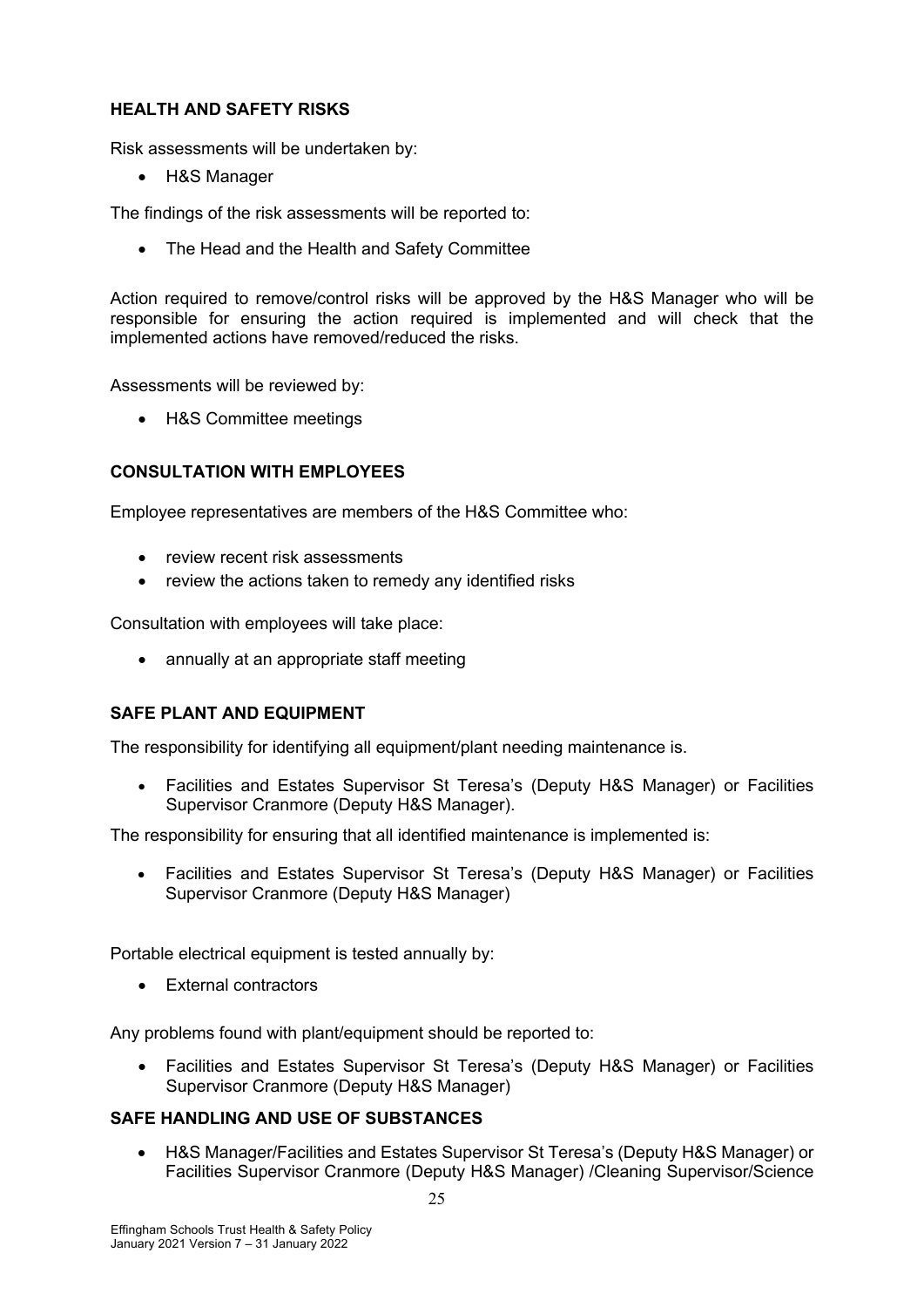### HEALTH AND SAFETY RISKS

Risk assessments will be undertaken by:

- H&S Manager

The findings of the risk assessments will be reported to:

- The Head and the Health and Safety Committee

Action required to remove/control risks will be approved by the H&S Manager who will be responsible for ensuring the action required is implemented and will check that the implemented actions have removed/reduced the risks.

Assessments will be reviewed by:

- H&S Committee meetings

### CONSULTATION WITH EMPLOYEES

Employee representatives are members of the H&S Committee who:

- review recent risk assessments
- review the actions taken to remedy any identified risks

Consultation with employees will take place:

- annually at an appropriate staff meeting

### SAFE PLANT AND EQUIPMENT

The responsibility for identifying all equipment/plant needing maintenance is.

- Facilities and Estates Supervisor St Teresa's (Deputy H&S Manager) or Facilities Supervisor Cranmore (Deputy H&S Manager).

The responsibility for ensuring that all identified maintenance is implemented is:

- Facilities and Estates Supervisor St Teresa's (Deputy H&S Manager) or Facilities Supervisor Cranmore (Deputy H&S Manager)

Portable electrical equipment is tested annually by:

- External contractors

Any problems found with plant/equipment should be reported to:

- Facilities and Estates Supervisor St Teresa's (Deputy H&S Manager) or Facilities Supervisor Cranmore (Deputy H&S Manager)

### SAFE HANDLING AND USE OF SUBSTANCES

- H&S Manager/Facilities and Estates Supervisor St Teresa's (Deputy H&S Manager) or Facilities Supervisor Cranmore (Deputy H&S Manager) /Cleaning Supervisor/Science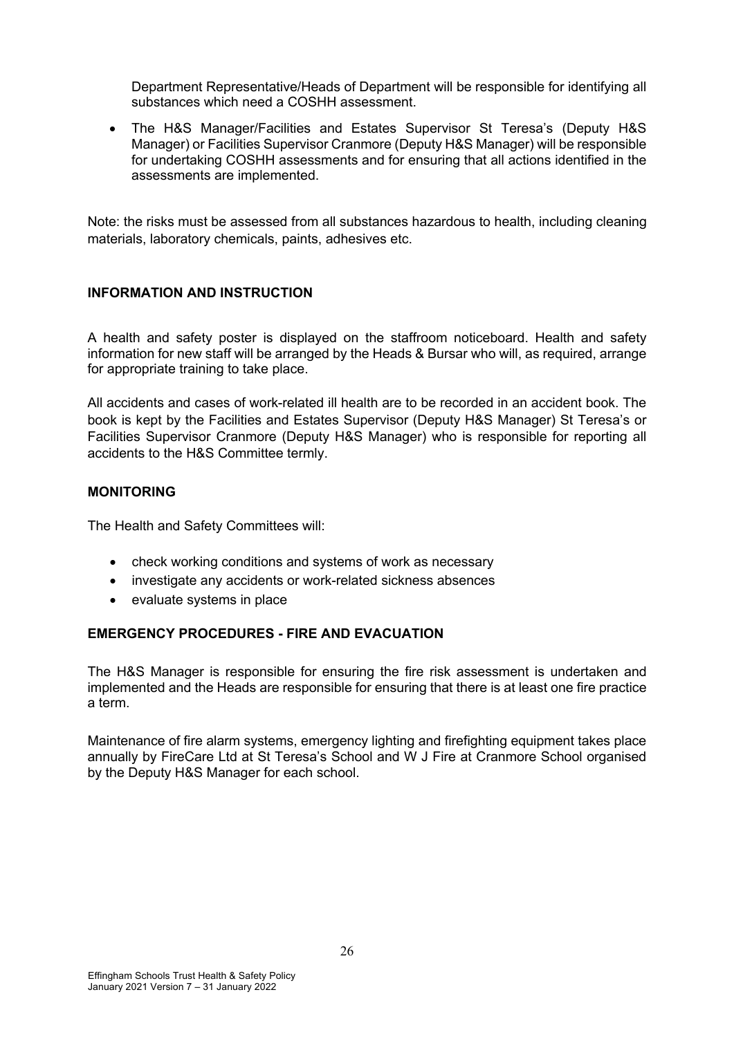Department Representative/Heads of Department will be responsible for identifying all substances which need a COSHH assessment.

- The H&S Manager/Facilities and Estates Supervisor St Teresa's (Deputy H&S Manager) or Facilities Supervisor Cranmore (Deputy H&S Manager) will be responsible for undertaking COSHH assessments and for ensuring that all actions identified in the assessments are implemented.

Note: the risks must be assessed from all substances hazardous to health, including cleaning materials, laboratory chemicals, paints, adhesives etc.

**INFORMATION AND INSTRUCTION**

A health and safety poster is displayed on the staffroom noticeboard. Health and safety information for new staff will be arranged by the Heads & Bursar who will, as required, arrange for appropriate training to take place.

All accidents and cases of work-related ill health are to be recorded in an accident book. The book is kept by the Facilities and Estates Supervisor (Deputy H&S Manager) St Teresa's or Facilities Supervisor Cranmore (Deputy H&S Manager) who is responsible for reporting all accidents to the H&S Committee termly.

**MONITORING**

The Health and Safety Committees will:

- check working conditions and systems of work as necessary
- investigate any accidents or work-related sickness absences
- evaluate systems in place

**EMERGENCY PROCEDURES - FIRE AND EVACUATION**

The H&S Manager is responsible for ensuring the fire risk assessment is undertaken and implemented and the Heads are responsible for ensuring that there is at least one fire practice a term.

Maintenance of fire alarm systems, emergency lighting and firefighting equipment takes place annually by FireCare Ltd at St Teresa's School and W J Fire at Cranmore School organised by the Deputy H&S Manager for each school.